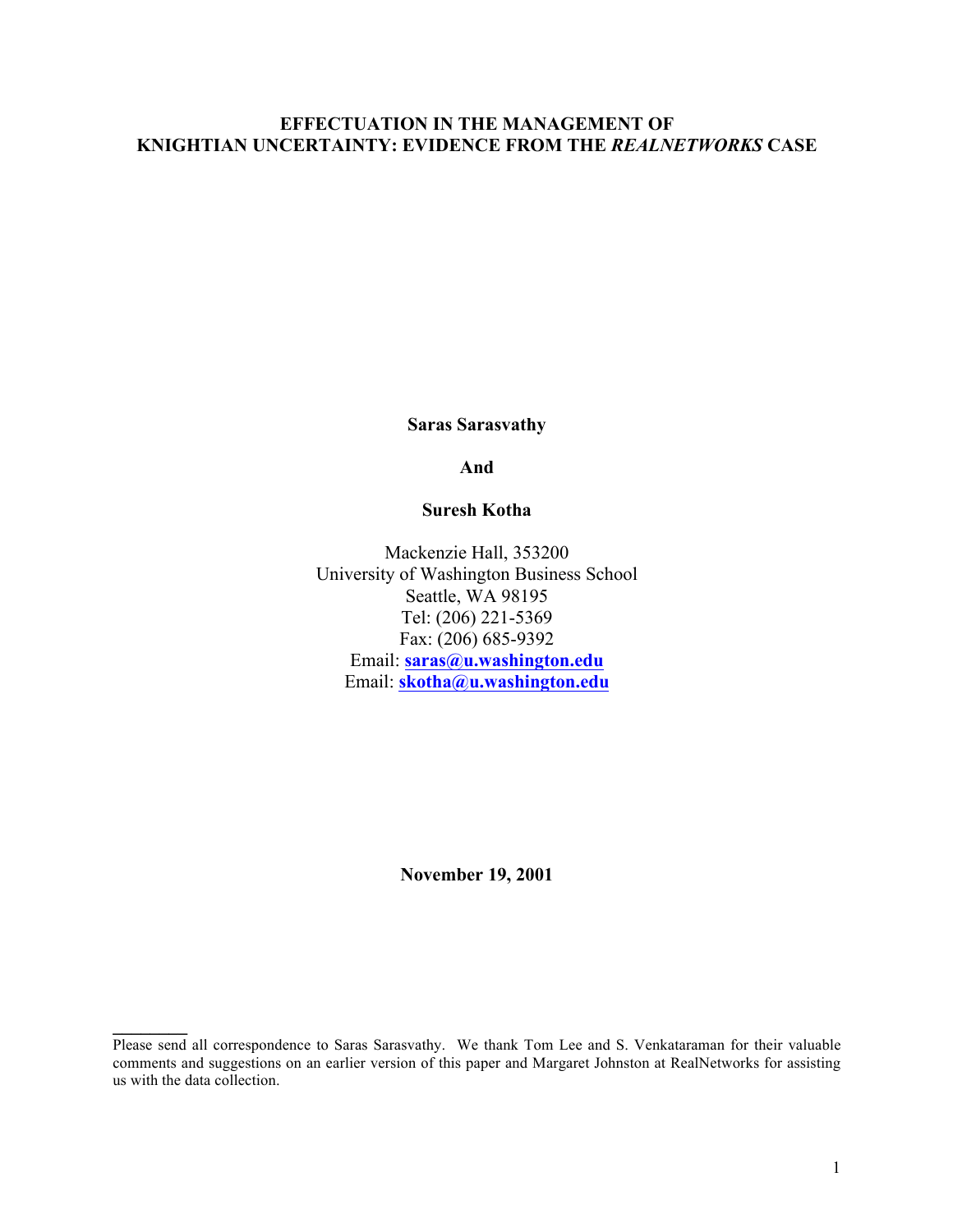# EFFECTUATION IN THE MANAGEMENT OF KNIGHTIAN UNCERTAINTY: EVIDENCE FROM THE *REALNETWORKS* CASE

**Saras Sarasvathy**

**And**

**Suresh Kotha**

Mackenzie Hall, 353200
University of Washington Business School
Seattle, WA 98195
Tel: (206) 221-5369
Fax: (206) 685-9392
Email: **saras@u.washington.edu**
Email: **skotha@u.washington.edu**

**November 19, 2001**

---

Please send all correspondence to Saras Sarasvathy. We thank Tom Lee and S. Venkataraman for their valuable comments and suggestions on an earlier version of this paper and Margaret Johnston at RealNetworks for assisting us with the data collection.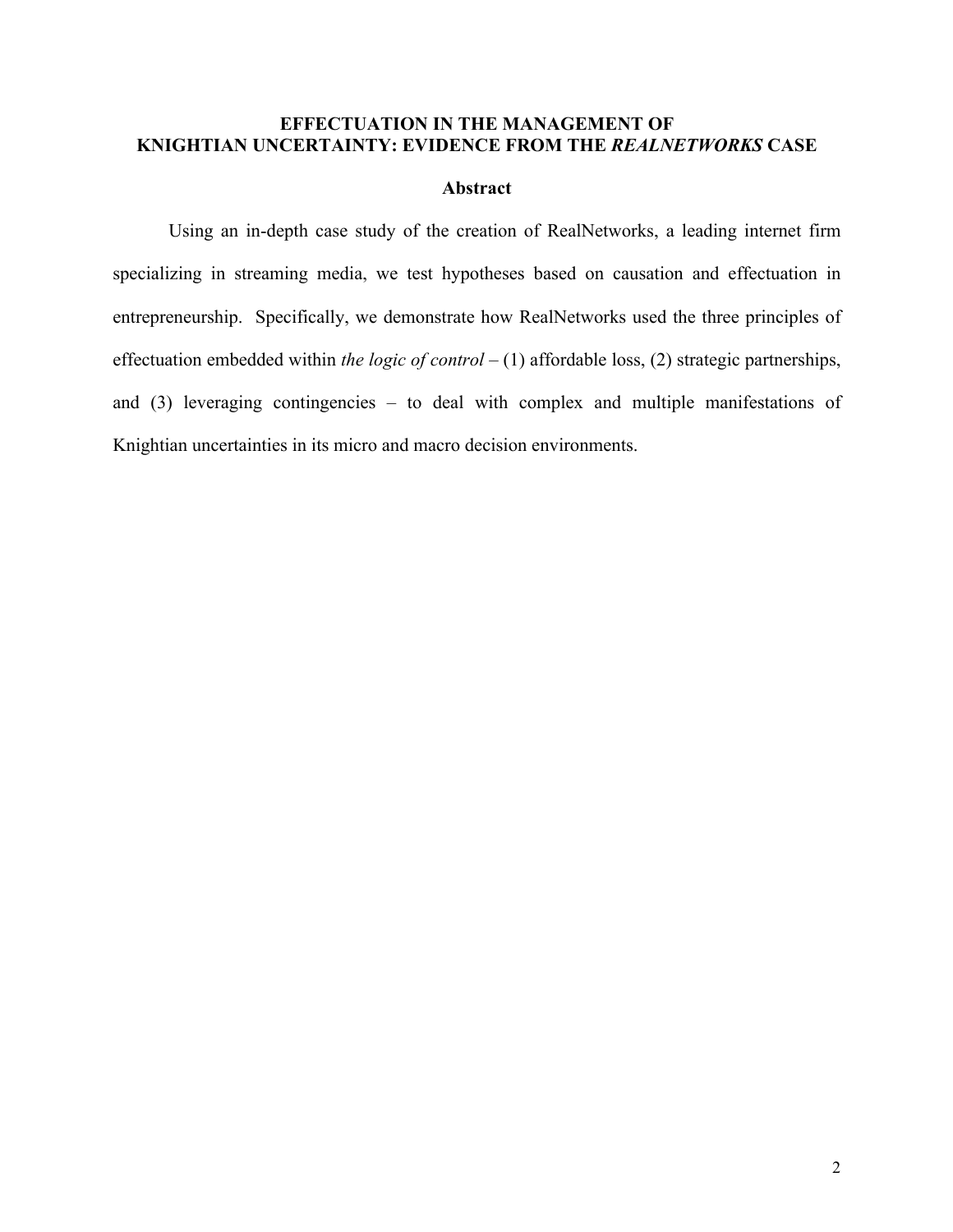# EFFECTUATION IN THE MANAGEMENT OF KNIGHTIAN UNCERTAINTY: EVIDENCE FROM THE *REALNETWORKS* CASE

## Abstract

Using an in-depth case study of the creation of RealNetworks, a leading internet firm specializing in streaming media, we test hypotheses based on causation and effectuation in entrepreneurship. Specifically, we demonstrate how RealNetworks used the three principles of effectuation embedded within *the logic of control* – (1) affordable loss, (2) strategic partnerships, and (3) leveraging contingencies – to deal with complex and multiple manifestations of Knightian uncertainties in its micro and macro decision environments.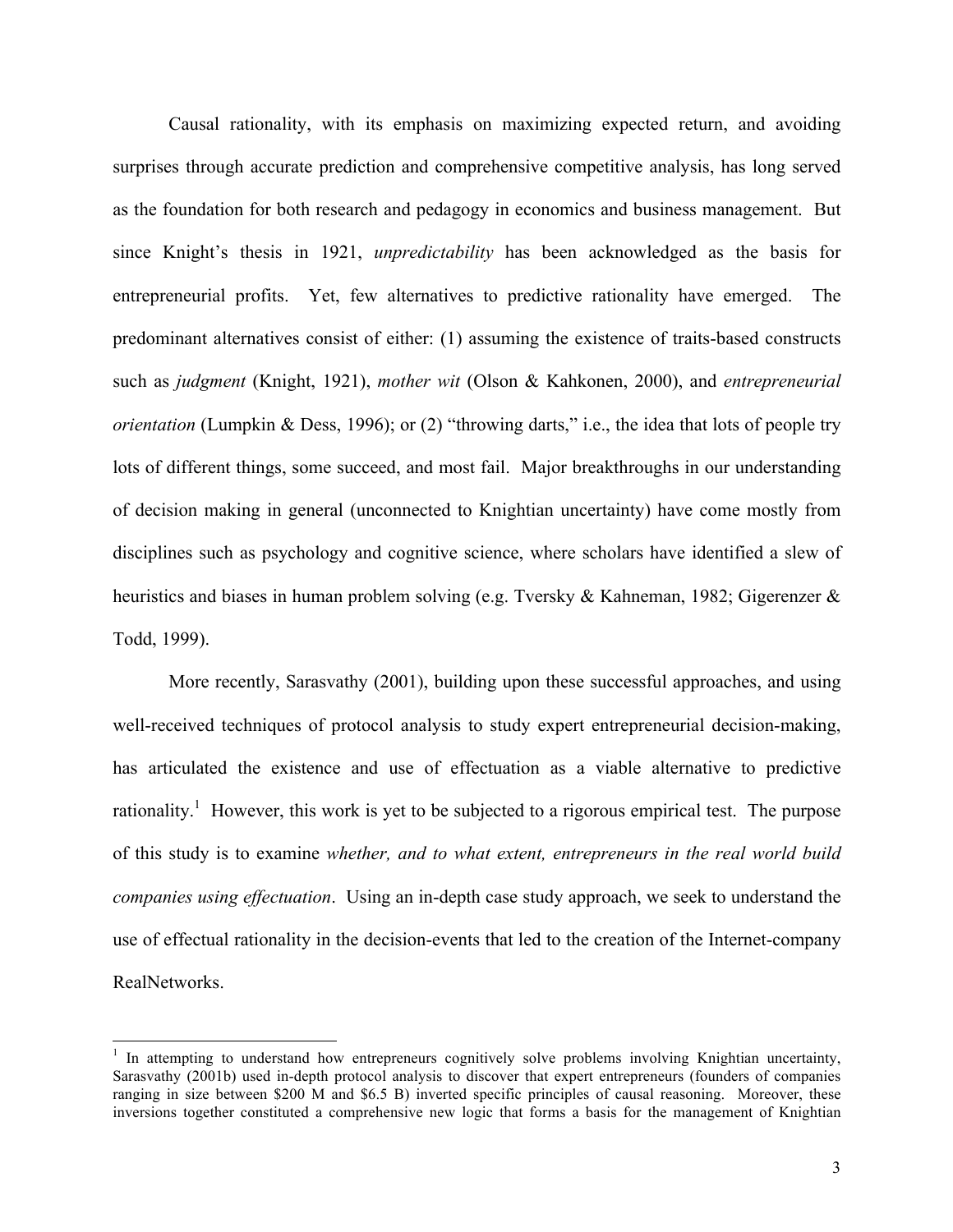Causal rationality, with its emphasis on maximizing expected return, and avoiding surprises through accurate prediction and comprehensive competitive analysis, has long served as the foundation for both research and pedagogy in economics and business management. But since Knight's thesis in 1921, *unpredictability* has been acknowledged as the basis for entrepreneurial profits. Yet, few alternatives to predictive rationality have emerged. The predominant alternatives consist of either: (1) assuming the existence of traits-based constructs such as *judgment* (Knight, 1921), *mother wit* (Olson & Kahkonen, 2000), and *entrepreneurial orientation* (Lumpkin & Dess, 1996); or (2) "throwing darts," i.e., the idea that lots of people try lots of different things, some succeed, and most fail. Major breakthroughs in our understanding of decision making in general (unconnected to Knightian uncertainty) have come mostly from disciplines such as psychology and cognitive science, where scholars have identified a slew of heuristics and biases in human problem solving (e.g. Tversky & Kahneman, 1982; Gigerenzer & Todd, 1999).

More recently, Sarasvathy (2001), building upon these successful approaches, and using well-received techniques of protocol analysis to study expert entrepreneurial decision-making, has articulated the existence and use of effectuation as a viable alternative to predictive rationality.[1] However, this work is yet to be subjected to a rigorous empirical test. The purpose of this study is to examine *whether, and to what extent, entrepreneurs in the real world build companies using effectuation*. Using an in-depth case study approach, we seek to understand the use of effectual rationality in the decision-events that led to the creation of the Internet-company RealNetworks.

[1] In attempting to understand how entrepreneurs cognitively solve problems involving Knightian uncertainty, Sarasvathy (2001b) used in-depth protocol analysis to discover that expert entrepreneurs (founders of companies ranging in size between $200 M and $6.5 B) inverted specific principles of causal reasoning. Moreover, these inversions together constituted a comprehensive new logic that forms a basis for the management of Knightian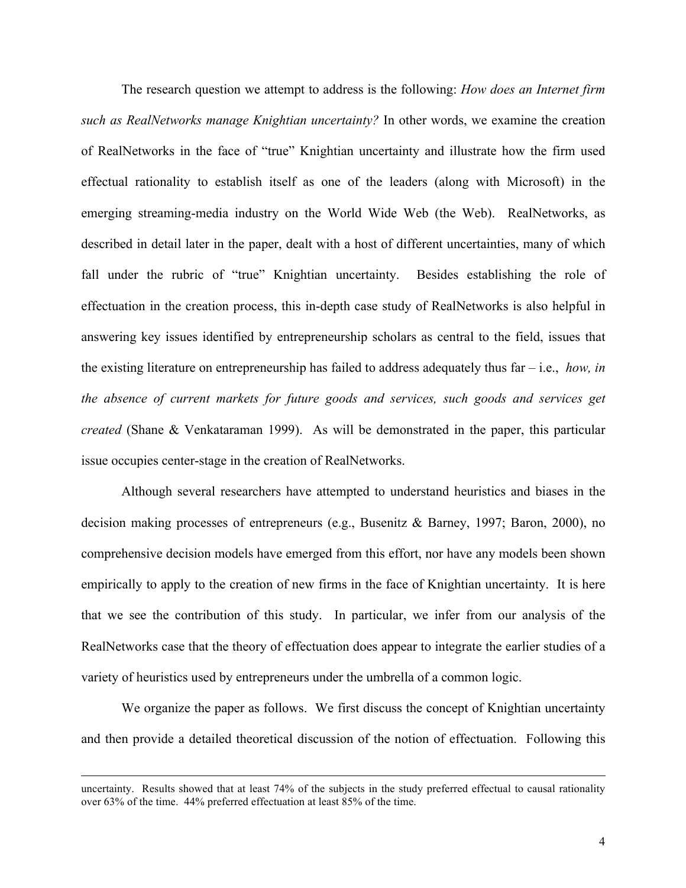The research question we attempt to address is the following: *How does an Internet firm such as RealNetworks manage Knightian uncertainty?* In other words, we examine the creation of RealNetworks in the face of "true" Knightian uncertainty and illustrate how the firm used effectual rationality to establish itself as one of the leaders (along with Microsoft) in the emerging streaming-media industry on the World Wide Web (the Web). RealNetworks, as described in detail later in the paper, dealt with a host of different uncertainties, many of which fall under the rubric of "true" Knightian uncertainty. Besides establishing the role of effectuation in the creation process, this in-depth case study of RealNetworks is also helpful in answering key issues identified by entrepreneurship scholars as central to the field, issues that the existing literature on entrepreneurship has failed to address adequately thus far – i.e., *how, in the absence of current markets for future goods and services, such goods and services get created* (Shane & Venkataraman 1999). As will be demonstrated in the paper, this particular issue occupies center-stage in the creation of RealNetworks.

Although several researchers have attempted to understand heuristics and biases in the decision making processes of entrepreneurs (e.g., Busenitz & Barney, 1997; Baron, 2000), no comprehensive decision models have emerged from this effort, nor have any models been shown empirically to apply to the creation of new firms in the face of Knightian uncertainty. It is here that we see the contribution of this study. In particular, we infer from our analysis of the RealNetworks case that the theory of effectuation does appear to integrate the earlier studies of a variety of heuristics used by entrepreneurs under the umbrella of a common logic.

We organize the paper as follows. We first discuss the concept of Knightian uncertainty and then provide a detailed theoretical discussion of the notion of effectuation. Following this

---

uncertainty. Results showed that at least 74% of the subjects in the study preferred effectual to causal rationality over 63% of the time. 44% preferred effectuation at least 85% of the time.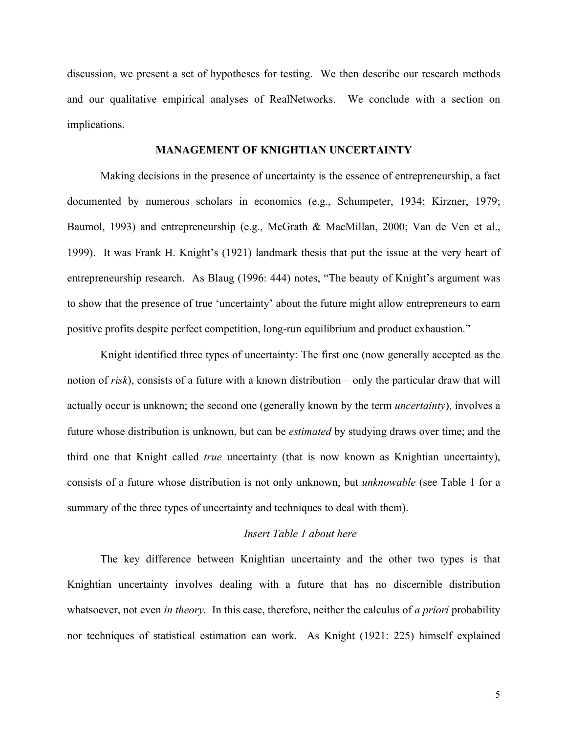discussion, we present a set of hypotheses for testing. We then describe our research methods and our qualitative empirical analyses of RealNetworks. We conclude with a section on implications.

## MANAGEMENT OF KNIGHTIAN UNCERTAINTY

Making decisions in the presence of uncertainty is the essence of entrepreneurship, a fact documented by numerous scholars in economics (e.g., Schumpeter, 1934; Kirzner, 1979; Baumol, 1993) and entrepreneurship (e.g., McGrath & MacMillan, 2000; Van de Ven et al., 1999). It was Frank H. Knight's (1921) landmark thesis that put the issue at the very heart of entrepreneurship research. As Blaug (1996: 444) notes, "The beauty of Knight's argument was to show that the presence of true 'uncertainty' about the future might allow entrepreneurs to earn positive profits despite perfect competition, long-run equilibrium and product exhaustion."

Knight identified three types of uncertainty: The first one (now generally accepted as the notion of *risk*), consists of a future with a known distribution – only the particular draw that will actually occur is unknown; the second one (generally known by the term *uncertainty*), involves a future whose distribution is unknown, but can be *estimated* by studying draws over time; and the third one that Knight called *true* uncertainty (that is now known as Knightian uncertainty), consists of a future whose distribution is not only unknown, but *unknowable* (see Table 1 for a summary of the three types of uncertainty and techniques to deal with them).

*Insert Table 1 about here*

The key difference between Knightian uncertainty and the other two types is that Knightian uncertainty involves dealing with a future that has no discernible distribution whatsoever, not even *in theory.* In this case, therefore, neither the calculus of *a priori* probability nor techniques of statistical estimation can work. As Knight (1921: 225) himself explained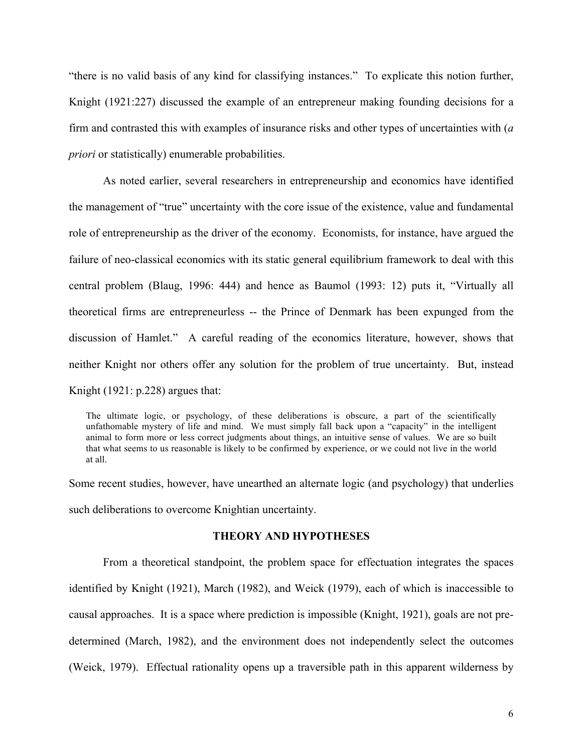"there is no valid basis of any kind for classifying instances." To explicate this notion further, Knight (1921:227) discussed the example of an entrepreneur making founding decisions for a firm and contrasted this with examples of insurance risks and other types of uncertainties with (*a priori* or statistically) enumerable probabilities.

As noted earlier, several researchers in entrepreneurship and economics have identified the management of "true" uncertainty with the core issue of the existence, value and fundamental role of entrepreneurship as the driver of the economy. Economists, for instance, have argued the failure of neo-classical economics with its static general equilibrium framework to deal with this central problem (Blaug, 1996: 444) and hence as Baumol (1993: 12) puts it, "Virtually all theoretical firms are entrepreneurless -- the Prince of Denmark has been expunged from the discussion of Hamlet." A careful reading of the economics literature, however, shows that neither Knight nor others offer any solution for the problem of true uncertainty. But, instead Knight (1921: p.228) argues that:

> The ultimate logic, or psychology, of these deliberations is obscure, a part of the scientifically unfathomable mystery of life and mind. We must simply fall back upon a "capacity" in the intelligent animal to form more or less correct judgments about things, an intuitive sense of values. We are so built that what seems to us reasonable is likely to be confirmed by experience, or we could not live in the world at all.

Some recent studies, however, have unearthed an alternate logic (and psychology) that underlies such deliberations to overcome Knightian uncertainty.

## THEORY AND HYPOTHESES

From a theoretical standpoint, the problem space for effectuation integrates the spaces identified by Knight (1921), March (1982), and Weick (1979), each of which is inaccessible to causal approaches. It is a space where prediction is impossible (Knight, 1921), goals are not pre-determined (March, 1982), and the environment does not independently select the outcomes (Weick, 1979). Effectual rationality opens up a traversible path in this apparent wilderness by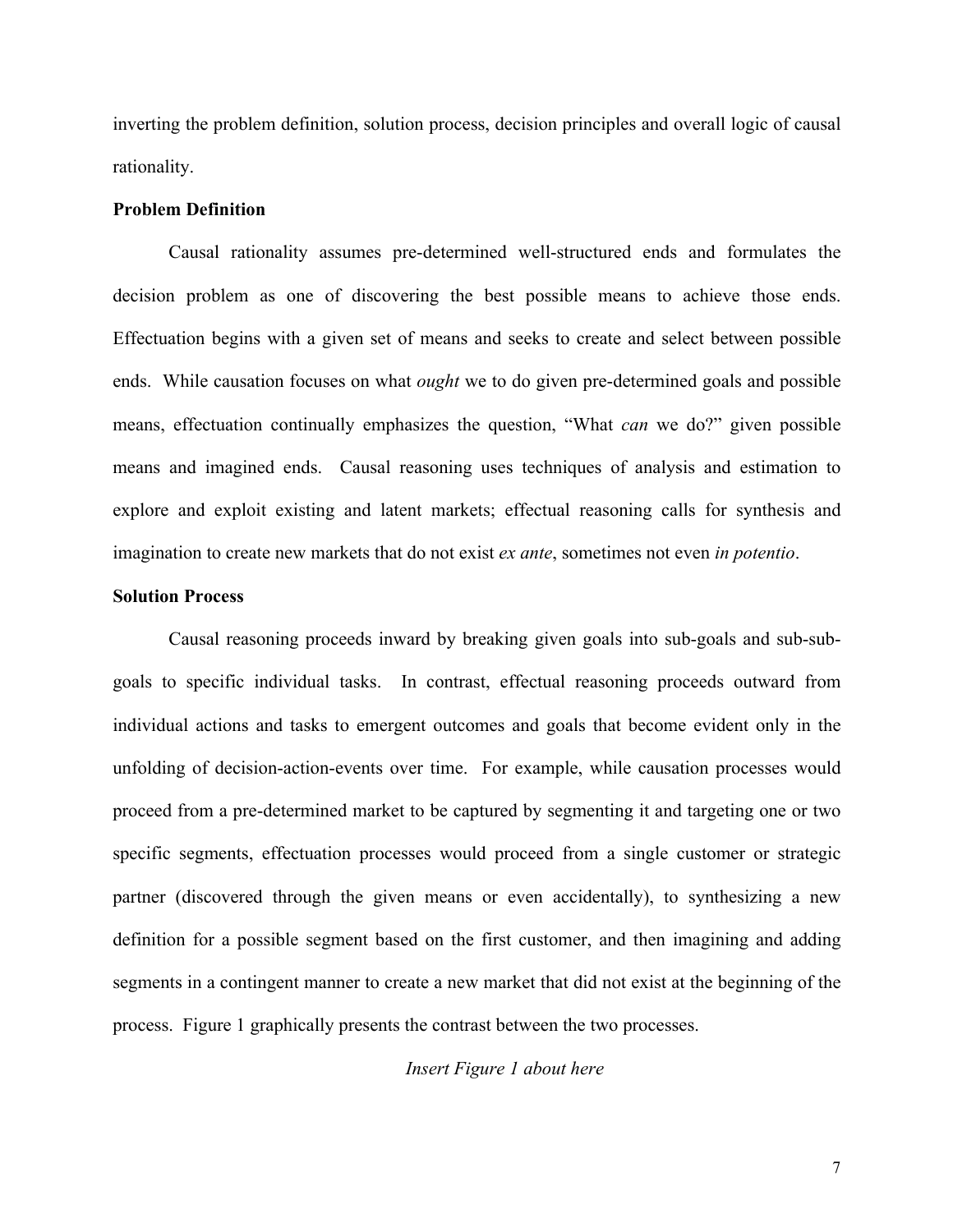inverting the problem definition, solution process, decision principles and overall logic of causal rationality.

**Problem Definition**

Causal rationality assumes pre-determined well-structured ends and formulates the decision problem as one of discovering the best possible means to achieve those ends. Effectuation begins with a given set of means and seeks to create and select between possible ends. While causation focuses on what *ought* we to do given pre-determined goals and possible means, effectuation continually emphasizes the question, "What *can* we do?" given possible means and imagined ends. Causal reasoning uses techniques of analysis and estimation to explore and exploit existing and latent markets; effectual reasoning calls for synthesis and imagination to create new markets that do not exist *ex ante*, sometimes not even *in potentio*.

**Solution Process**

Causal reasoning proceeds inward by breaking given goals into sub-goals and sub-sub-goals to specific individual tasks. In contrast, effectual reasoning proceeds outward from individual actions and tasks to emergent outcomes and goals that become evident only in the unfolding of decision-action-events over time. For example, while causation processes would proceed from a pre-determined market to be captured by segmenting it and targeting one or two specific segments, effectuation processes would proceed from a single customer or strategic partner (discovered through the given means or even accidentally), to synthesizing a new definition for a possible segment based on the first customer, and then imagining and adding segments in a contingent manner to create a new market that did not exist at the beginning of the process. Figure 1 graphically presents the contrast between the two processes.

*Insert Figure 1 about here*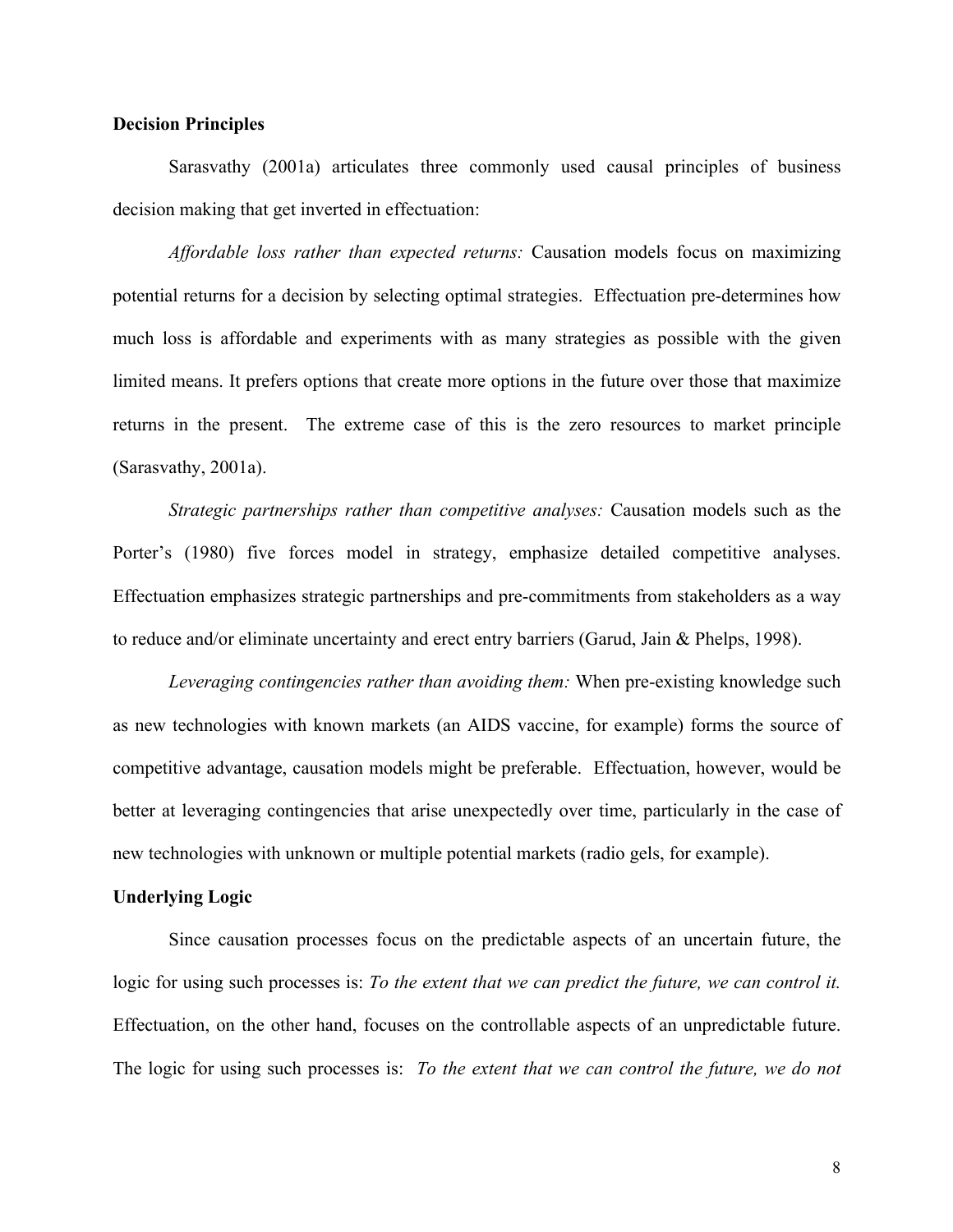**Decision Principles**

Sarasvathy (2001a) articulates three commonly used causal principles of business decision making that get inverted in effectuation:

*Affordable loss rather than expected returns:* Causation models focus on maximizing potential returns for a decision by selecting optimal strategies. Effectuation pre-determines how much loss is affordable and experiments with as many strategies as possible with the given limited means. It prefers options that create more options in the future over those that maximize returns in the present. The extreme case of this is the zero resources to market principle (Sarasvathy, 2001a).

*Strategic partnerships rather than competitive analyses:* Causation models such as the Porter's (1980) five forces model in strategy, emphasize detailed competitive analyses. Effectuation emphasizes strategic partnerships and pre-commitments from stakeholders as a way to reduce and/or eliminate uncertainty and erect entry barriers (Garud, Jain & Phelps, 1998).

*Leveraging contingencies rather than avoiding them:* When pre-existing knowledge such as new technologies with known markets (an AIDS vaccine, for example) forms the source of competitive advantage, causation models might be preferable. Effectuation, however, would be better at leveraging contingencies that arise unexpectedly over time, particularly in the case of new technologies with unknown or multiple potential markets (radio gels, for example).

**Underlying Logic**

Since causation processes focus on the predictable aspects of an uncertain future, the logic for using such processes is: *To the extent that we can predict the future, we can control it.* Effectuation, on the other hand, focuses on the controllable aspects of an unpredictable future. The logic for using such processes is: *To the extent that we can control the future, we do not*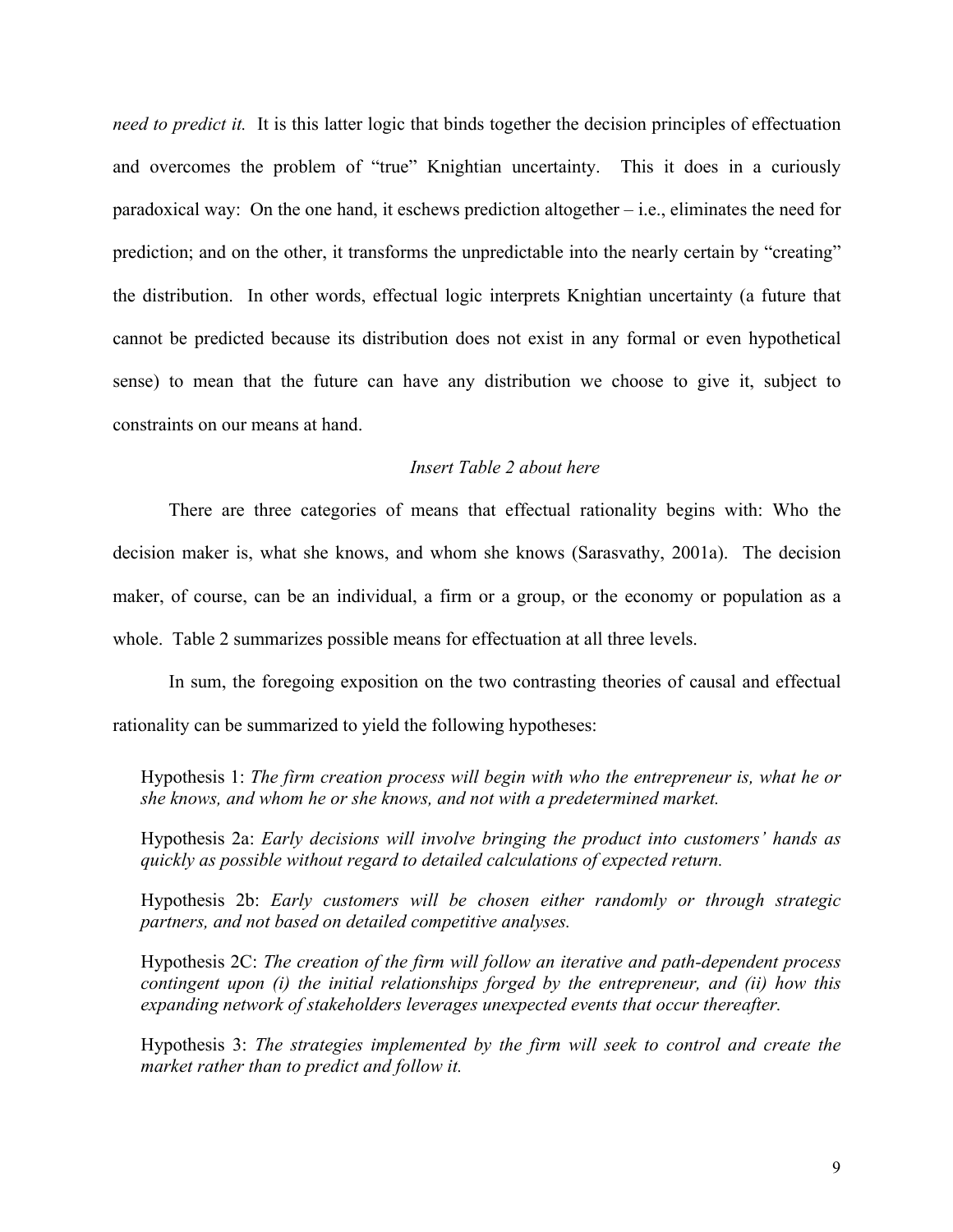*need to predict it.* It is this latter logic that binds together the decision principles of effectuation and overcomes the problem of "true" Knightian uncertainty. This it does in a curiously paradoxical way: On the one hand, it eschews prediction altogether – i.e., eliminates the need for prediction; and on the other, it transforms the unpredictable into the nearly certain by "creating" the distribution. In other words, effectual logic interprets Knightian uncertainty (a future that cannot be predicted because its distribution does not exist in any formal or even hypothetical sense) to mean that the future can have any distribution we choose to give it, subject to constraints on our means at hand.

*Insert Table 2 about here*

There are three categories of means that effectual rationality begins with: Who the decision maker is, what she knows, and whom she knows (Sarasvathy, 2001a). The decision maker, of course, can be an individual, a firm or a group, or the economy or population as a whole. Table 2 summarizes possible means for effectuation at all three levels.

In sum, the foregoing exposition on the two contrasting theories of causal and effectual rationality can be summarized to yield the following hypotheses:

Hypothesis 1: *The firm creation process will begin with who the entrepreneur is, what he or she knows, and whom he or she knows, and not with a predetermined market.*

Hypothesis 2a: *Early decisions will involve bringing the product into customers' hands as quickly as possible without regard to detailed calculations of expected return.*

Hypothesis 2b: *Early customers will be chosen either randomly or through strategic partners, and not based on detailed competitive analyses.*

Hypothesis 2C: *The creation of the firm will follow an iterative and path-dependent process contingent upon (i) the initial relationships forged by the entrepreneur, and (ii) how this expanding network of stakeholders leverages unexpected events that occur thereafter.*

Hypothesis 3: *The strategies implemented by the firm will seek to control and create the market rather than to predict and follow it.*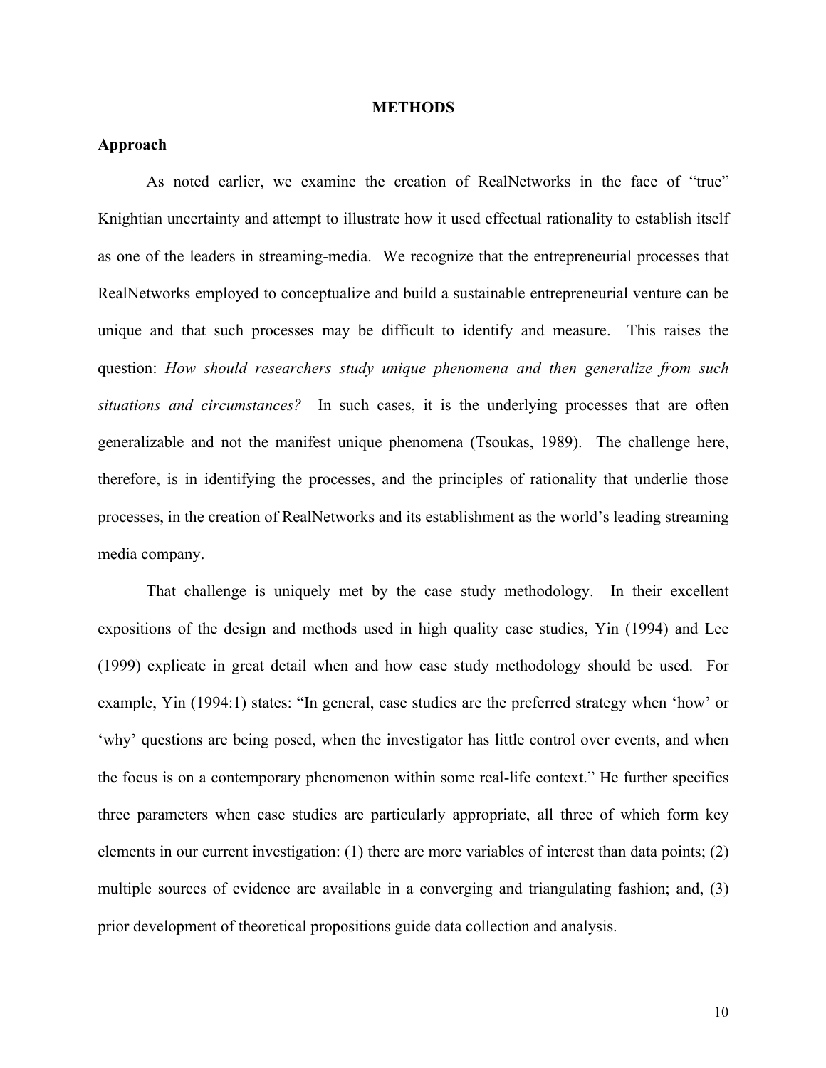# METHODS

## Approach

As noted earlier, we examine the creation of RealNetworks in the face of "true" Knightian uncertainty and attempt to illustrate how it used effectual rationality to establish itself as one of the leaders in streaming-media. We recognize that the entrepreneurial processes that RealNetworks employed to conceptualize and build a sustainable entrepreneurial venture can be unique and that such processes may be difficult to identify and measure. This raises the question: *How should researchers study unique phenomena and then generalize from such situations and circumstances?* In such cases, it is the underlying processes that are often generalizable and not the manifest unique phenomena (Tsoukas, 1989). The challenge here, therefore, is in identifying the processes, and the principles of rationality that underlie those processes, in the creation of RealNetworks and its establishment as the world's leading streaming media company.

That challenge is uniquely met by the case study methodology. In their excellent expositions of the design and methods used in high quality case studies, Yin (1994) and Lee (1999) explicate in great detail when and how case study methodology should be used. For example, Yin (1994:1) states: "In general, case studies are the preferred strategy when 'how' or 'why' questions are being posed, when the investigator has little control over events, and when the focus is on a contemporary phenomenon within some real-life context." He further specifies three parameters when case studies are particularly appropriate, all three of which form key elements in our current investigation: (1) there are more variables of interest than data points; (2) multiple sources of evidence are available in a converging and triangulating fashion; and, (3) prior development of theoretical propositions guide data collection and analysis.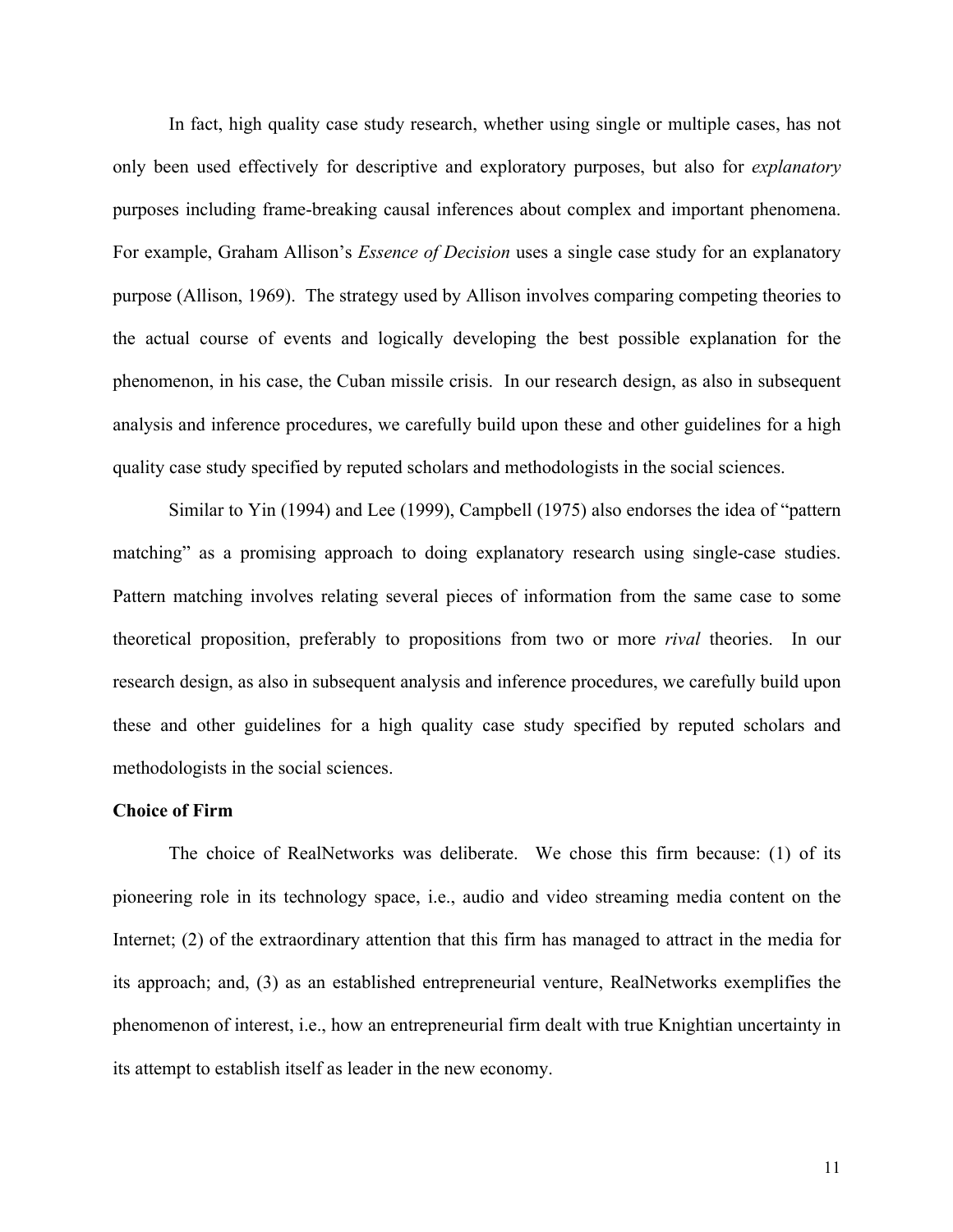In fact, high quality case study research, whether using single or multiple cases, has not only been used effectively for descriptive and exploratory purposes, but also for *explanatory* purposes including frame-breaking causal inferences about complex and important phenomena. For example, Graham Allison's *Essence of Decision* uses a single case study for an explanatory purpose (Allison, 1969). The strategy used by Allison involves comparing competing theories to the actual course of events and logically developing the best possible explanation for the phenomenon, in his case, the Cuban missile crisis. In our research design, as also in subsequent analysis and inference procedures, we carefully build upon these and other guidelines for a high quality case study specified by reputed scholars and methodologists in the social sciences.

Similar to Yin (1994) and Lee (1999), Campbell (1975) also endorses the idea of "pattern matching" as a promising approach to doing explanatory research using single-case studies. Pattern matching involves relating several pieces of information from the same case to some theoretical proposition, preferably to propositions from two or more *rival* theories. In our research design, as also in subsequent analysis and inference procedures, we carefully build upon these and other guidelines for a high quality case study specified by reputed scholars and methodologists in the social sciences.

**Choice of Firm**

The choice of RealNetworks was deliberate. We chose this firm because: (1) of its pioneering role in its technology space, i.e., audio and video streaming media content on the Internet; (2) of the extraordinary attention that this firm has managed to attract in the media for its approach; and, (3) as an established entrepreneurial venture, RealNetworks exemplifies the phenomenon of interest, i.e., how an entrepreneurial firm dealt with true Knightian uncertainty in its attempt to establish itself as leader in the new economy.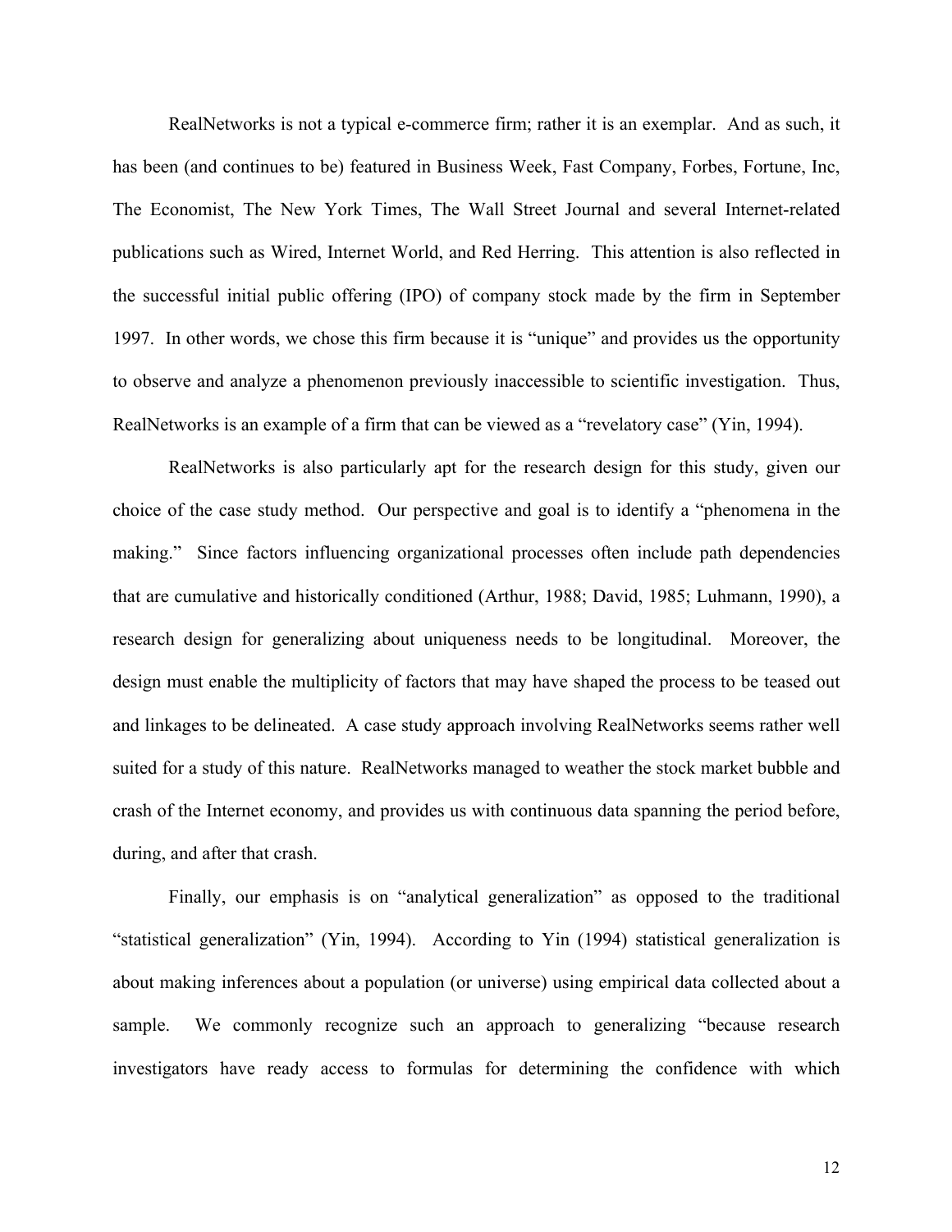RealNetworks is not a typical e-commerce firm; rather it is an exemplar. And as such, it has been (and continues to be) featured in Business Week, Fast Company, Forbes, Fortune, Inc, The Economist, The New York Times, The Wall Street Journal and several Internet-related publications such as Wired, Internet World, and Red Herring. This attention is also reflected in the successful initial public offering (IPO) of company stock made by the firm in September 1997. In other words, we chose this firm because it is "unique" and provides us the opportunity to observe and analyze a phenomenon previously inaccessible to scientific investigation. Thus, RealNetworks is an example of a firm that can be viewed as a "revelatory case" (Yin, 1994).

RealNetworks is also particularly apt for the research design for this study, given our choice of the case study method. Our perspective and goal is to identify a "phenomena in the making." Since factors influencing organizational processes often include path dependencies that are cumulative and historically conditioned (Arthur, 1988; David, 1985; Luhmann, 1990), a research design for generalizing about uniqueness needs to be longitudinal. Moreover, the design must enable the multiplicity of factors that may have shaped the process to be teased out and linkages to be delineated. A case study approach involving RealNetworks seems rather well suited for a study of this nature. RealNetworks managed to weather the stock market bubble and crash of the Internet economy, and provides us with continuous data spanning the period before, during, and after that crash.

Finally, our emphasis is on "analytical generalization" as opposed to the traditional "statistical generalization" (Yin, 1994). According to Yin (1994) statistical generalization is about making inferences about a population (or universe) using empirical data collected about a sample. We commonly recognize such an approach to generalizing "because research investigators have ready access to formulas for determining the confidence with which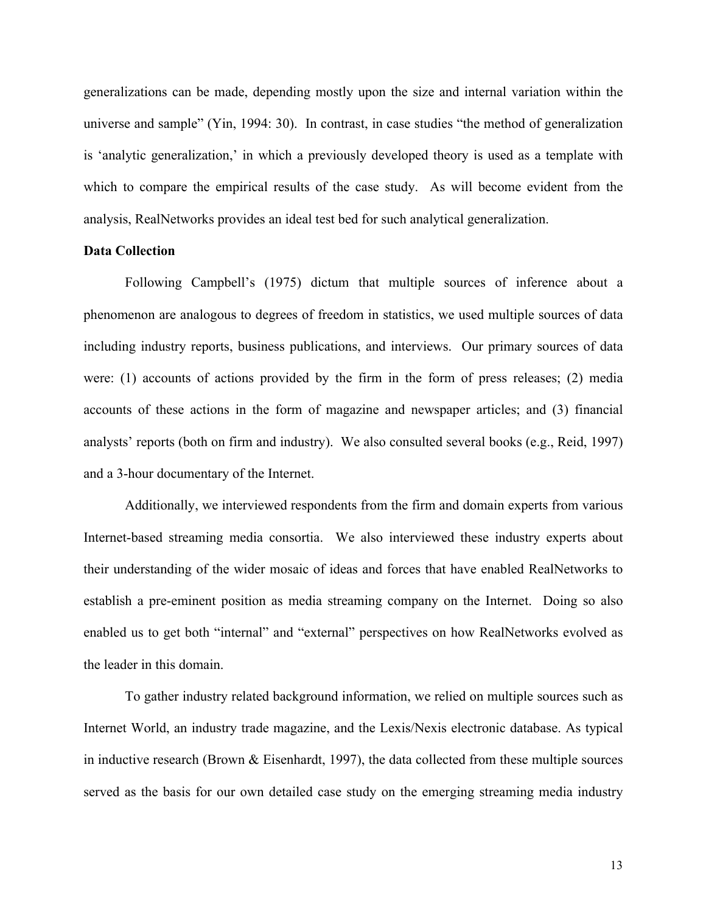generalizations can be made, depending mostly upon the size and internal variation within the universe and sample" (Yin, 1994: 30). In contrast, in case studies "the method of generalization is 'analytic generalization,' in which a previously developed theory is used as a template with which to compare the empirical results of the case study. As will become evident from the analysis, RealNetworks provides an ideal test bed for such analytical generalization.

**Data Collection**

Following Campbell's (1975) dictum that multiple sources of inference about a phenomenon are analogous to degrees of freedom in statistics, we used multiple sources of data including industry reports, business publications, and interviews. Our primary sources of data were: (1) accounts of actions provided by the firm in the form of press releases; (2) media accounts of these actions in the form of magazine and newspaper articles; and (3) financial analysts' reports (both on firm and industry). We also consulted several books (e.g., Reid, 1997) and a 3-hour documentary of the Internet.

Additionally, we interviewed respondents from the firm and domain experts from various Internet-based streaming media consortia. We also interviewed these industry experts about their understanding of the wider mosaic of ideas and forces that have enabled RealNetworks to establish a pre-eminent position as media streaming company on the Internet. Doing so also enabled us to get both "internal" and "external" perspectives on how RealNetworks evolved as the leader in this domain.

To gather industry related background information, we relied on multiple sources such as Internet World, an industry trade magazine, and the Lexis/Nexis electronic database. As typical in inductive research (Brown & Eisenhardt, 1997), the data collected from these multiple sources served as the basis for our own detailed case study on the emerging streaming media industry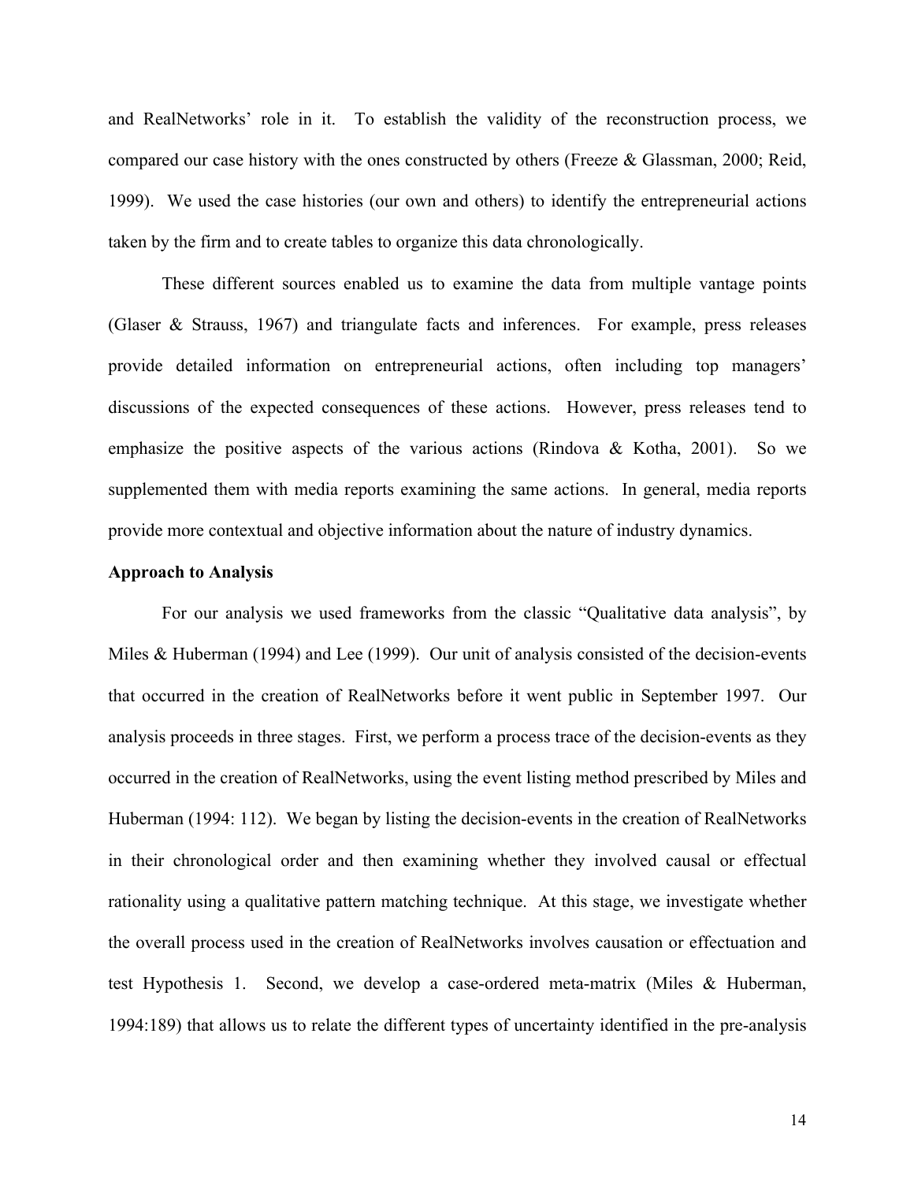and RealNetworks' role in it. To establish the validity of the reconstruction process, we compared our case history with the ones constructed by others (Freeze & Glassman, 2000; Reid, 1999). We used the case histories (our own and others) to identify the entrepreneurial actions taken by the firm and to create tables to organize this data chronologically.

These different sources enabled us to examine the data from multiple vantage points (Glaser & Strauss, 1967) and triangulate facts and inferences. For example, press releases provide detailed information on entrepreneurial actions, often including top managers' discussions of the expected consequences of these actions. However, press releases tend to emphasize the positive aspects of the various actions (Rindova & Kotha, 2001). So we supplemented them with media reports examining the same actions. In general, media reports provide more contextual and objective information about the nature of industry dynamics.

**Approach to Analysis**

For our analysis we used frameworks from the classic "Qualitative data analysis", by Miles & Huberman (1994) and Lee (1999). Our unit of analysis consisted of the decision-events that occurred in the creation of RealNetworks before it went public in September 1997. Our analysis proceeds in three stages. First, we perform a process trace of the decision-events as they occurred in the creation of RealNetworks, using the event listing method prescribed by Miles and Huberman (1994: 112). We began by listing the decision-events in the creation of RealNetworks in their chronological order and then examining whether they involved causal or effectual rationality using a qualitative pattern matching technique. At this stage, we investigate whether the overall process used in the creation of RealNetworks involves causation or effectuation and test Hypothesis 1. Second, we develop a case-ordered meta-matrix (Miles & Huberman, 1994:189) that allows us to relate the different types of uncertainty identified in the pre-analysis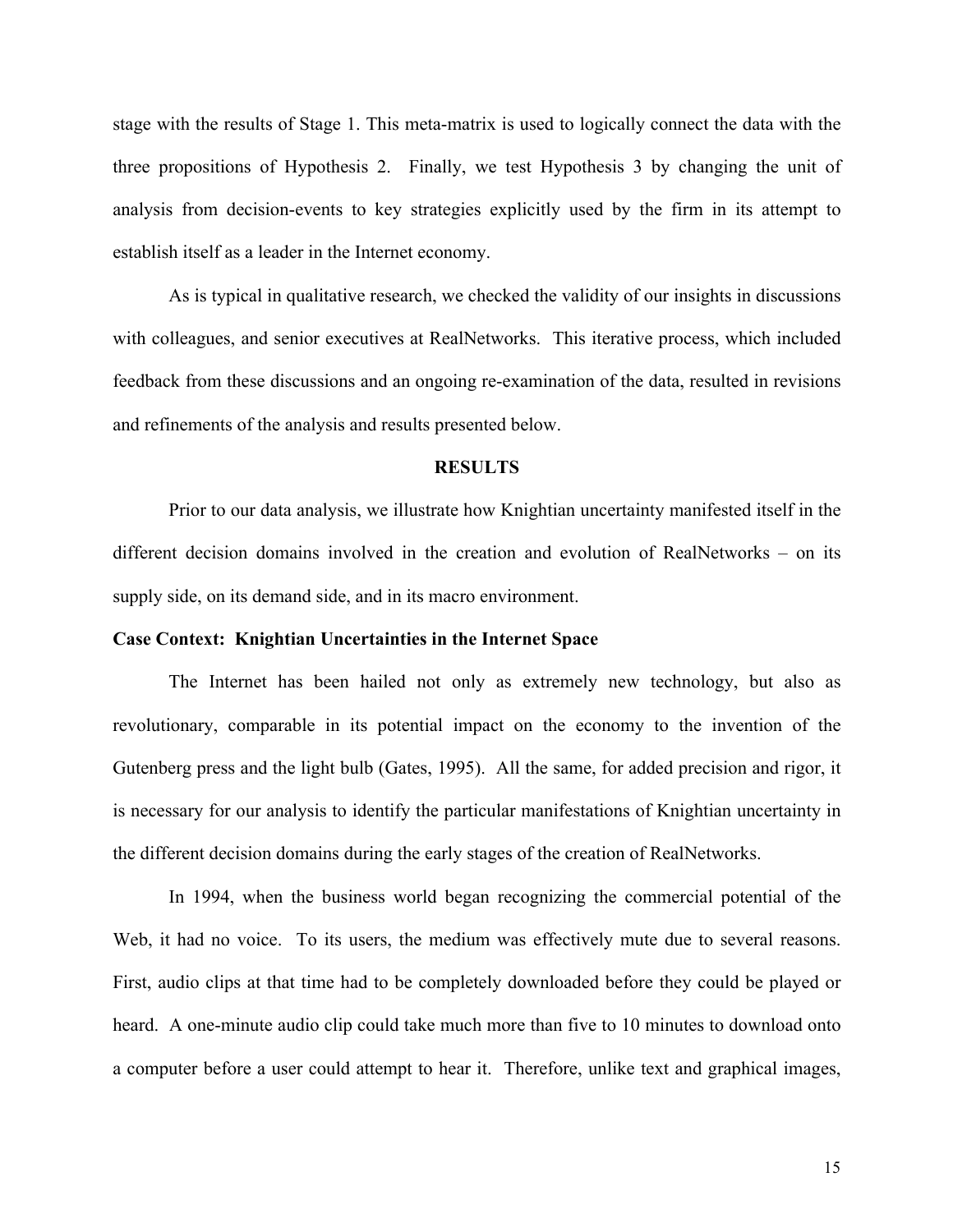stage with the results of Stage 1. This meta-matrix is used to logically connect the data with the three propositions of Hypothesis 2. Finally, we test Hypothesis 3 by changing the unit of analysis from decision-events to key strategies explicitly used by the firm in its attempt to establish itself as a leader in the Internet economy.

As is typical in qualitative research, we checked the validity of our insights in discussions with colleagues, and senior executives at RealNetworks. This iterative process, which included feedback from these discussions and an ongoing re-examination of the data, resulted in revisions and refinements of the analysis and results presented below.

## RESULTS

Prior to our data analysis, we illustrate how Knightian uncertainty manifested itself in the different decision domains involved in the creation and evolution of RealNetworks – on its supply side, on its demand side, and in its macro environment.

### Case Context: Knightian Uncertainties in the Internet Space

The Internet has been hailed not only as extremely new technology, but also as revolutionary, comparable in its potential impact on the economy to the invention of the Gutenberg press and the light bulb (Gates, 1995). All the same, for added precision and rigor, it is necessary for our analysis to identify the particular manifestations of Knightian uncertainty in the different decision domains during the early stages of the creation of RealNetworks.

In 1994, when the business world began recognizing the commercial potential of the Web, it had no voice. To its users, the medium was effectively mute due to several reasons. First, audio clips at that time had to be completely downloaded before they could be played or heard. A one-minute audio clip could take much more than five to 10 minutes to download onto a computer before a user could attempt to hear it. Therefore, unlike text and graphical images,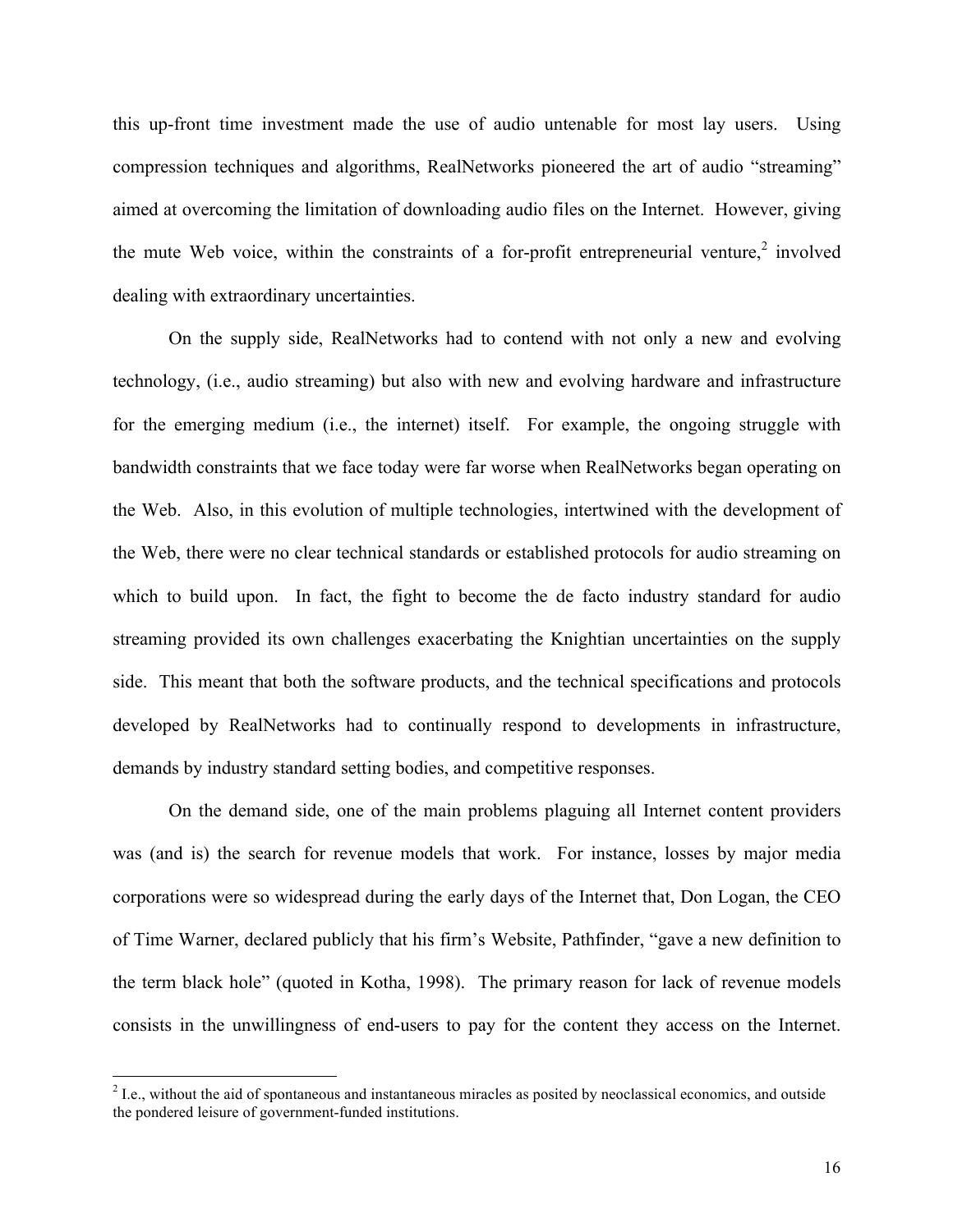this up-front time investment made the use of audio untenable for most lay users. Using compression techniques and algorithms, RealNetworks pioneered the art of audio "streaming" aimed at overcoming the limitation of downloading audio files on the Internet. However, giving the mute Web voice, within the constraints of a for-profit entrepreneurial venture,[2] involved dealing with extraordinary uncertainties.

On the supply side, RealNetworks had to contend with not only a new and evolving technology, (i.e., audio streaming) but also with new and evolving hardware and infrastructure for the emerging medium (i.e., the internet) itself. For example, the ongoing struggle with bandwidth constraints that we face today were far worse when RealNetworks began operating on the Web. Also, in this evolution of multiple technologies, intertwined with the development of the Web, there were no clear technical standards or established protocols for audio streaming on which to build upon. In fact, the fight to become the de facto industry standard for audio streaming provided its own challenges exacerbating the Knightian uncertainties on the supply side. This meant that both the software products, and the technical specifications and protocols developed by RealNetworks had to continually respond to developments in infrastructure, demands by industry standard setting bodies, and competitive responses.

On the demand side, one of the main problems plaguing all Internet content providers was (and is) the search for revenue models that work. For instance, losses by major media corporations were so widespread during the early days of the Internet that, Don Logan, the CEO of Time Warner, declared publicly that his firm's Website, Pathfinder, "gave a new definition to the term black hole" (quoted in Kotha, 1998). The primary reason for lack of revenue models consists in the unwillingness of end-users to pay for the content they access on the Internet.

---

[2] I.e., without the aid of spontaneous and instantaneous miracles as posited by neoclassical economics, and outside the pondered leisure of government-funded institutions.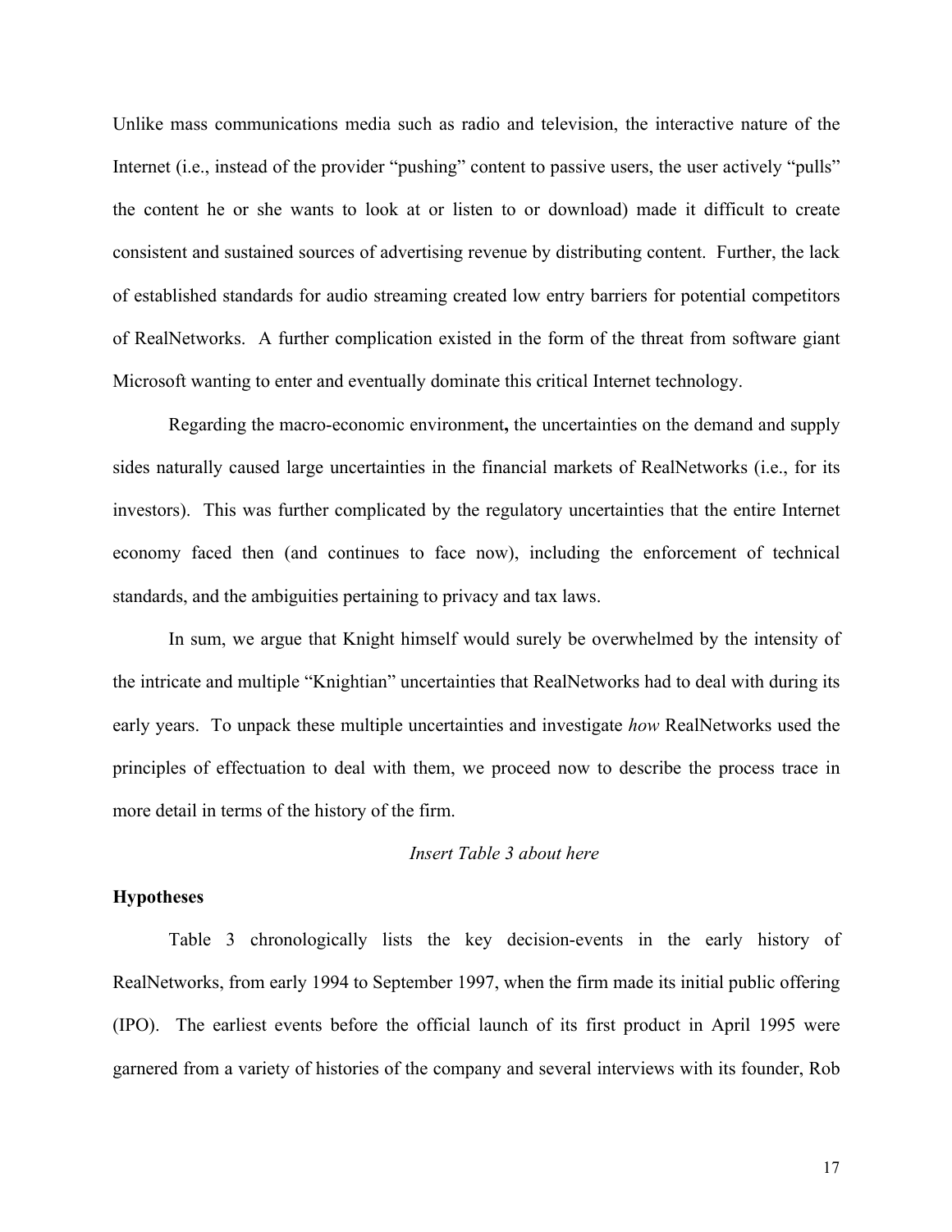Unlike mass communications media such as radio and television, the interactive nature of the Internet (i.e., instead of the provider "pushing" content to passive users, the user actively "pulls" the content he or she wants to look at or listen to or download) made it difficult to create consistent and sustained sources of advertising revenue by distributing content. Further, the lack of established standards for audio streaming created low entry barriers for potential competitors of RealNetworks. A further complication existed in the form of the threat from software giant Microsoft wanting to enter and eventually dominate this critical Internet technology.

Regarding the macro-economic environment**,** the uncertainties on the demand and supply sides naturally caused large uncertainties in the financial markets of RealNetworks (i.e., for its investors). This was further complicated by the regulatory uncertainties that the entire Internet economy faced then (and continues to face now), including the enforcement of technical standards, and the ambiguities pertaining to privacy and tax laws.

In sum, we argue that Knight himself would surely be overwhelmed by the intensity of the intricate and multiple "Knightian" uncertainties that RealNetworks had to deal with during its early years. To unpack these multiple uncertainties and investigate *how* RealNetworks used the principles of effectuation to deal with them, we proceed now to describe the process trace in more detail in terms of the history of the firm.

*Insert Table 3 about here*

**Hypotheses**

Table 3 chronologically lists the key decision-events in the early history of RealNetworks, from early 1994 to September 1997, when the firm made its initial public offering (IPO). The earliest events before the official launch of its first product in April 1995 were garnered from a variety of histories of the company and several interviews with its founder, Rob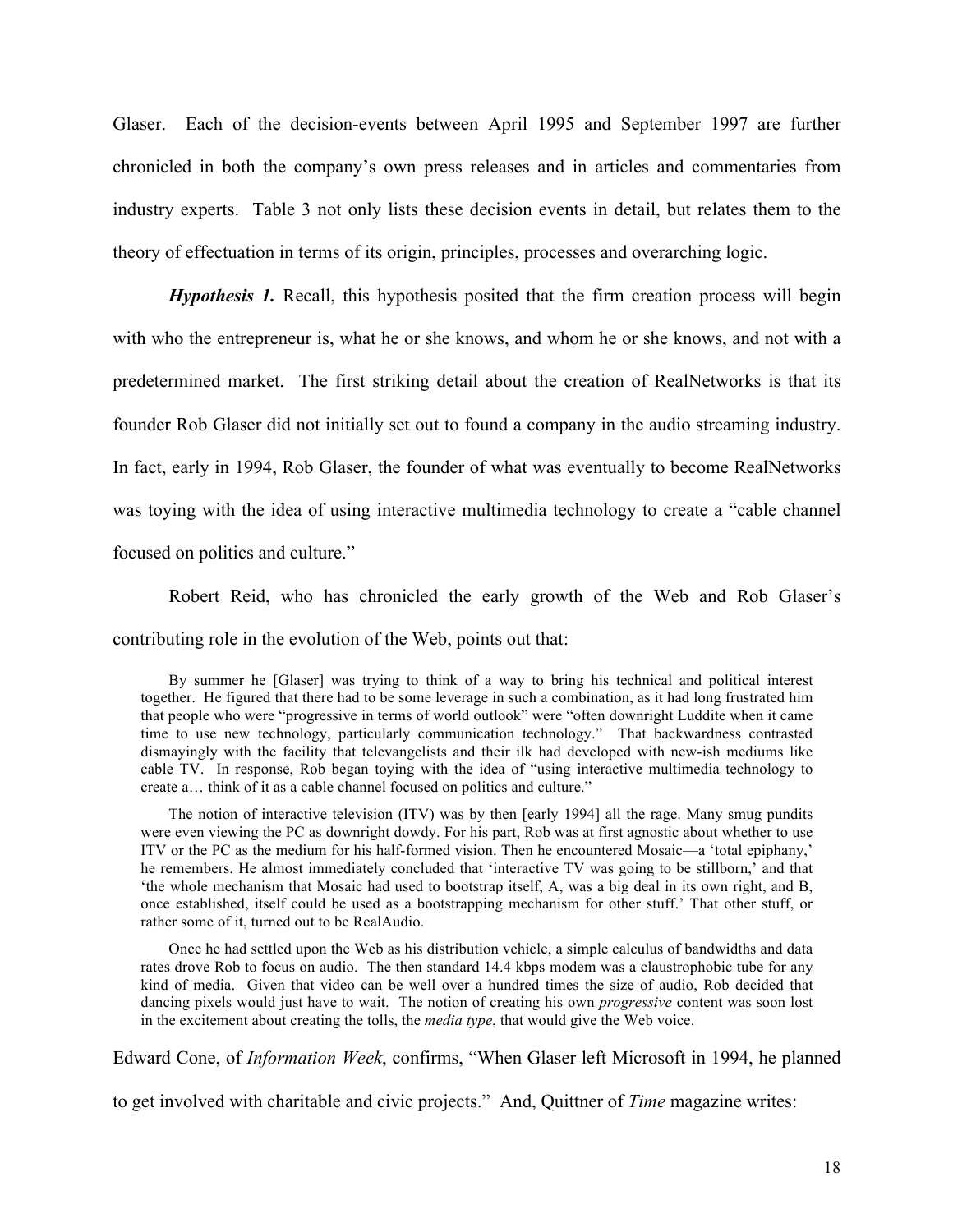Glaser. Each of the decision-events between April 1995 and September 1997 are further chronicled in both the company's own press releases and in articles and commentaries from industry experts. Table 3 not only lists these decision events in detail, but relates them to the theory of effectuation in terms of its origin, principles, processes and overarching logic.

***Hypothesis 1.*** Recall, this hypothesis posited that the firm creation process will begin with who the entrepreneur is, what he or she knows, and whom he or she knows, and not with a predetermined market. The first striking detail about the creation of RealNetworks is that its founder Rob Glaser did not initially set out to found a company in the audio streaming industry. In fact, early in 1994, Rob Glaser, the founder of what was eventually to become RealNetworks was toying with the idea of using interactive multimedia technology to create a "cable channel focused on politics and culture."

Robert Reid, who has chronicled the early growth of the Web and Rob Glaser's contributing role in the evolution of the Web, points out that:

> By summer he [Glaser] was trying to think of a way to bring his technical and political interest together. He figured that there had to be some leverage in such a combination, as it had long frustrated him that people who were "progressive in terms of world outlook" were "often downright Luddite when it came time to use new technology, particularly communication technology." That backwardness contrasted dismayingly with the facility that televangelists and their ilk had developed with new-ish mediums like cable TV. In response, Rob began toying with the idea of "using interactive multimedia technology to create a… think of it as a cable channel focused on politics and culture."
>
> The notion of interactive television (ITV) was by then [early 1994] all the rage. Many smug pundits were even viewing the PC as downright dowdy. For his part, Rob was at first agnostic about whether to use ITV or the PC as the medium for his half-formed vision. Then he encountered Mosaic—a 'total epiphany,' he remembers. He almost immediately concluded that 'interactive TV was going to be stillborn,' and that 'the whole mechanism that Mosaic had used to bootstrap itself, A, was a big deal in its own right, and B, once established, itself could be used as a bootstrapping mechanism for other stuff.' That other stuff, or rather some of it, turned out to be RealAudio.
>
> Once he had settled upon the Web as his distribution vehicle, a simple calculus of bandwidths and data rates drove Rob to focus on audio. The then standard 14.4 kbps modem was a claustrophobic tube for any kind of media. Given that video can be well over a hundred times the size of audio, Rob decided that dancing pixels would just have to wait. The notion of creating his own *progressive* content was soon lost in the excitement about creating the tolls, the *media type*, that would give the Web voice.

Edward Cone, of *Information Week*, confirms, "When Glaser left Microsoft in 1994, he planned to get involved with charitable and civic projects." And, Quittner of *Time* magazine writes: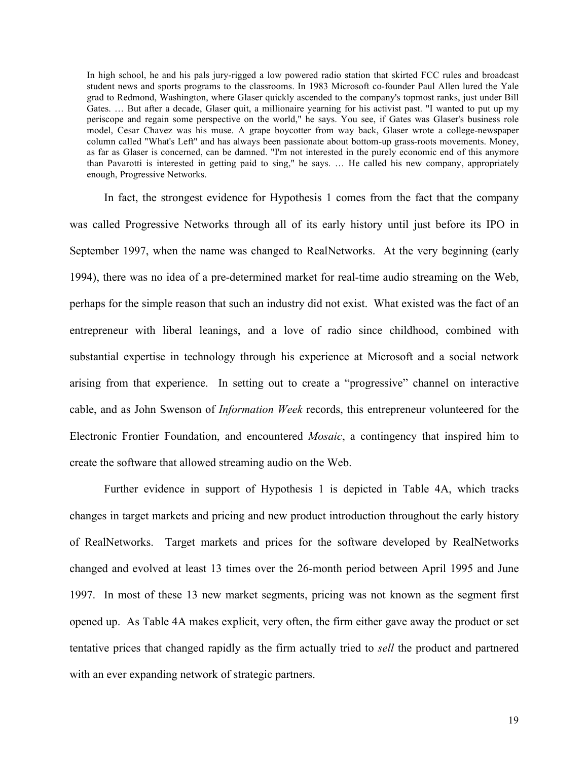> In high school, he and his pals jury-rigged a low powered radio station that skirted FCC rules and broadcast student news and sports programs to the classrooms. In 1983 Microsoft co-founder Paul Allen lured the Yale grad to Redmond, Washington, where Glaser quickly ascended to the company's topmost ranks, just under Bill Gates. … But after a decade, Glaser quit, a millionaire yearning for his activist past. "I wanted to put up my periscope and regain some perspective on the world," he says. You see, if Gates was Glaser's business role model, Cesar Chavez was his muse. A grape boycotter from way back, Glaser wrote a college-newspaper column called "What's Left" and has always been passionate about bottom-up grass-roots movements. Money, as far as Glaser is concerned, can be damned. "I'm not interested in the purely economic end of this anymore than Pavarotti is interested in getting paid to sing," he says. … He called his new company, appropriately enough, Progressive Networks.

In fact, the strongest evidence for Hypothesis 1 comes from the fact that the company was called Progressive Networks through all of its early history until just before its IPO in September 1997, when the name was changed to RealNetworks. At the very beginning (early 1994), there was no idea of a pre-determined market for real-time audio streaming on the Web, perhaps for the simple reason that such an industry did not exist. What existed was the fact of an entrepreneur with liberal leanings, and a love of radio since childhood, combined with substantial expertise in technology through his experience at Microsoft and a social network arising from that experience. In setting out to create a "progressive" channel on interactive cable, and as John Swenson of *Information Week* records, this entrepreneur volunteered for the Electronic Frontier Foundation, and encountered *Mosaic*, a contingency that inspired him to create the software that allowed streaming audio on the Web.

Further evidence in support of Hypothesis 1 is depicted in Table 4A, which tracks changes in target markets and pricing and new product introduction throughout the early history of RealNetworks. Target markets and prices for the software developed by RealNetworks changed and evolved at least 13 times over the 26-month period between April 1995 and June 1997. In most of these 13 new market segments, pricing was not known as the segment first opened up. As Table 4A makes explicit, very often, the firm either gave away the product or set tentative prices that changed rapidly as the firm actually tried to *sell* the product and partnered with an ever expanding network of strategic partners.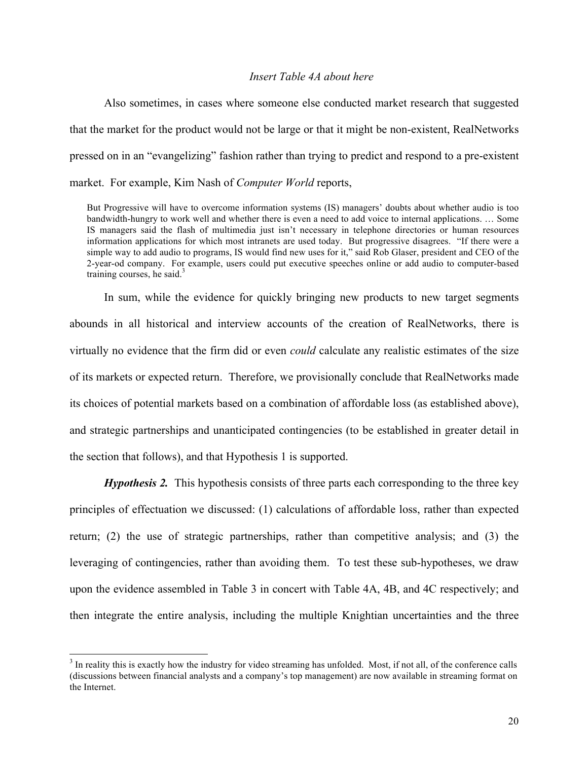*Insert Table 4A about here*

Also sometimes, in cases where someone else conducted market research that suggested that the market for the product would not be large or that it might be non-existent, RealNetworks pressed on in an "evangelizing" fashion rather than trying to predict and respond to a pre-existent market. For example, Kim Nash of *Computer World* reports,

> But Progressive will have to overcome information systems (IS) managers' doubts about whether audio is too bandwidth-hungry to work well and whether there is even a need to add voice to internal applications. … Some IS managers said the flash of multimedia just isn't necessary in telephone directories or human resources information applications for which most intranets are used today. But progressive disagrees. "If there were a simple way to add audio to programs, IS would find new uses for it," said Rob Glaser, president and CEO of the 2-year-od company. For example, users could put executive speeches online or add audio to computer-based training courses, he said.[3]

In sum, while the evidence for quickly bringing new products to new target segments abounds in all historical and interview accounts of the creation of RealNetworks, there is virtually no evidence that the firm did or even *could* calculate any realistic estimates of the size of its markets or expected return. Therefore, we provisionally conclude that RealNetworks made its choices of potential markets based on a combination of affordable loss (as established above), and strategic partnerships and unanticipated contingencies (to be established in greater detail in the section that follows), and that Hypothesis 1 is supported.

***Hypothesis 2.*** This hypothesis consists of three parts each corresponding to the three key principles of effectuation we discussed: (1) calculations of affordable loss, rather than expected return; (2) the use of strategic partnerships, rather than competitive analysis; and (3) the leveraging of contingencies, rather than avoiding them. To test these sub-hypotheses, we draw upon the evidence assembled in Table 3 in concert with Table 4A, 4B, and 4C respectively; and then integrate the entire analysis, including the multiple Knightian uncertainties and the three

---

[3] In reality this is exactly how the industry for video streaming has unfolded. Most, if not all, of the conference calls (discussions between financial analysts and a company's top management) are now available in streaming format on the Internet.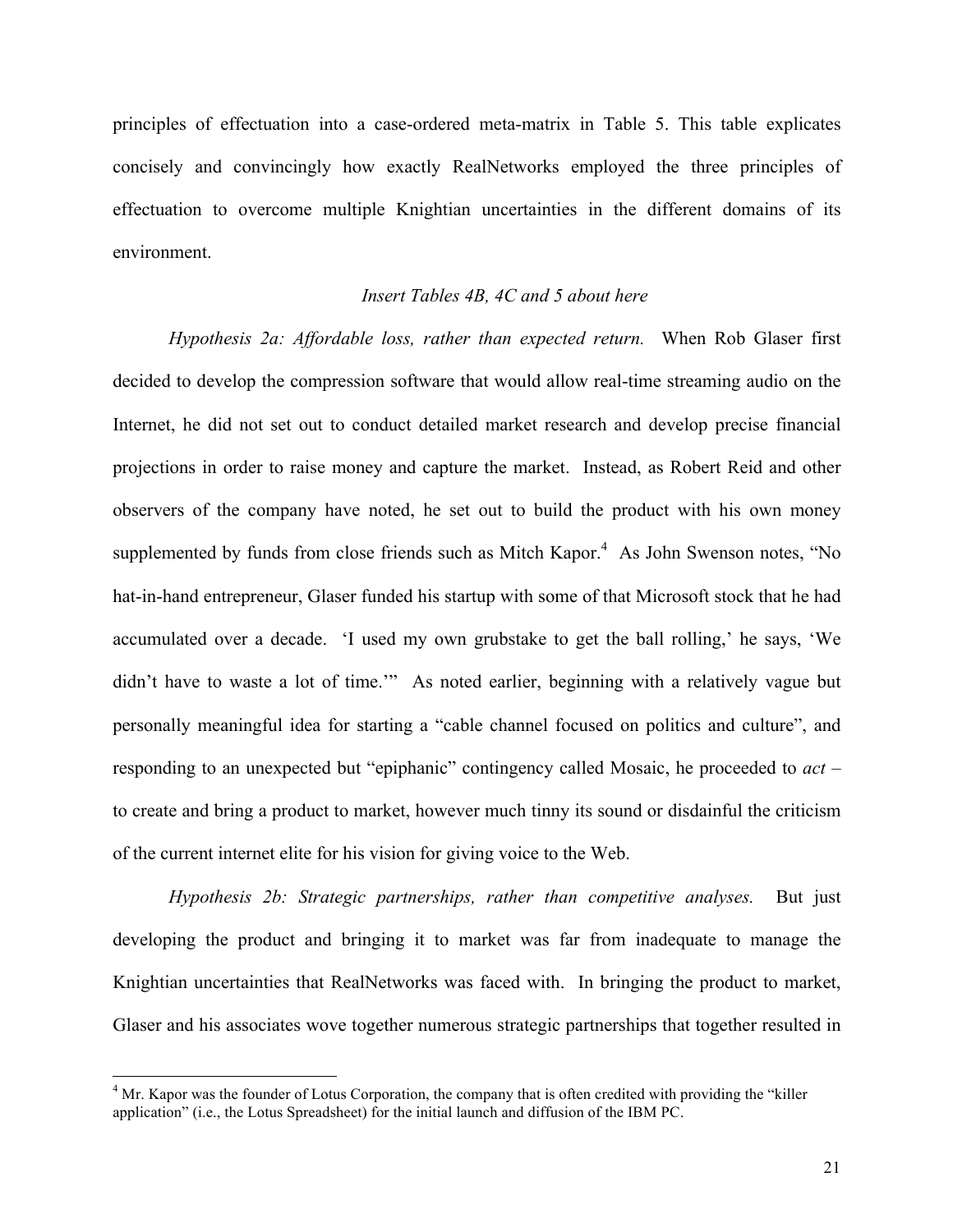principles of effectuation into a case-ordered meta-matrix in Table 5. This table explicates concisely and convincingly how exactly RealNetworks employed the three principles of effectuation to overcome multiple Knightian uncertainties in the different domains of its environment.

*Insert Tables 4B, 4C and 5 about here*

*Hypothesis 2a: Affordable loss, rather than expected return.* When Rob Glaser first decided to develop the compression software that would allow real-time streaming audio on the Internet, he did not set out to conduct detailed market research and develop precise financial projections in order to raise money and capture the market. Instead, as Robert Reid and other observers of the company have noted, he set out to build the product with his own money supplemented by funds from close friends such as Mitch Kapor.[4] As John Swenson notes, "No hat-in-hand entrepreneur, Glaser funded his startup with some of that Microsoft stock that he had accumulated over a decade. 'I used my own grubstake to get the ball rolling,' he says, 'We didn't have to waste a lot of time.'" As noted earlier, beginning with a relatively vague but personally meaningful idea for starting a "cable channel focused on politics and culture", and responding to an unexpected but "epiphanic" contingency called Mosaic, he proceeded to *act* – to create and bring a product to market, however much tinny its sound or disdainful the criticism of the current internet elite for his vision for giving voice to the Web.

*Hypothesis 2b: Strategic partnerships, rather than competitive analyses.* But just developing the product and bringing it to market was far from inadequate to manage the Knightian uncertainties that RealNetworks was faced with. In bringing the product to market, Glaser and his associates wove together numerous strategic partnerships that together resulted in

[4] Mr. Kapor was the founder of Lotus Corporation, the company that is often credited with providing the "killer application" (i.e., the Lotus Spreadsheet) for the initial launch and diffusion of the IBM PC.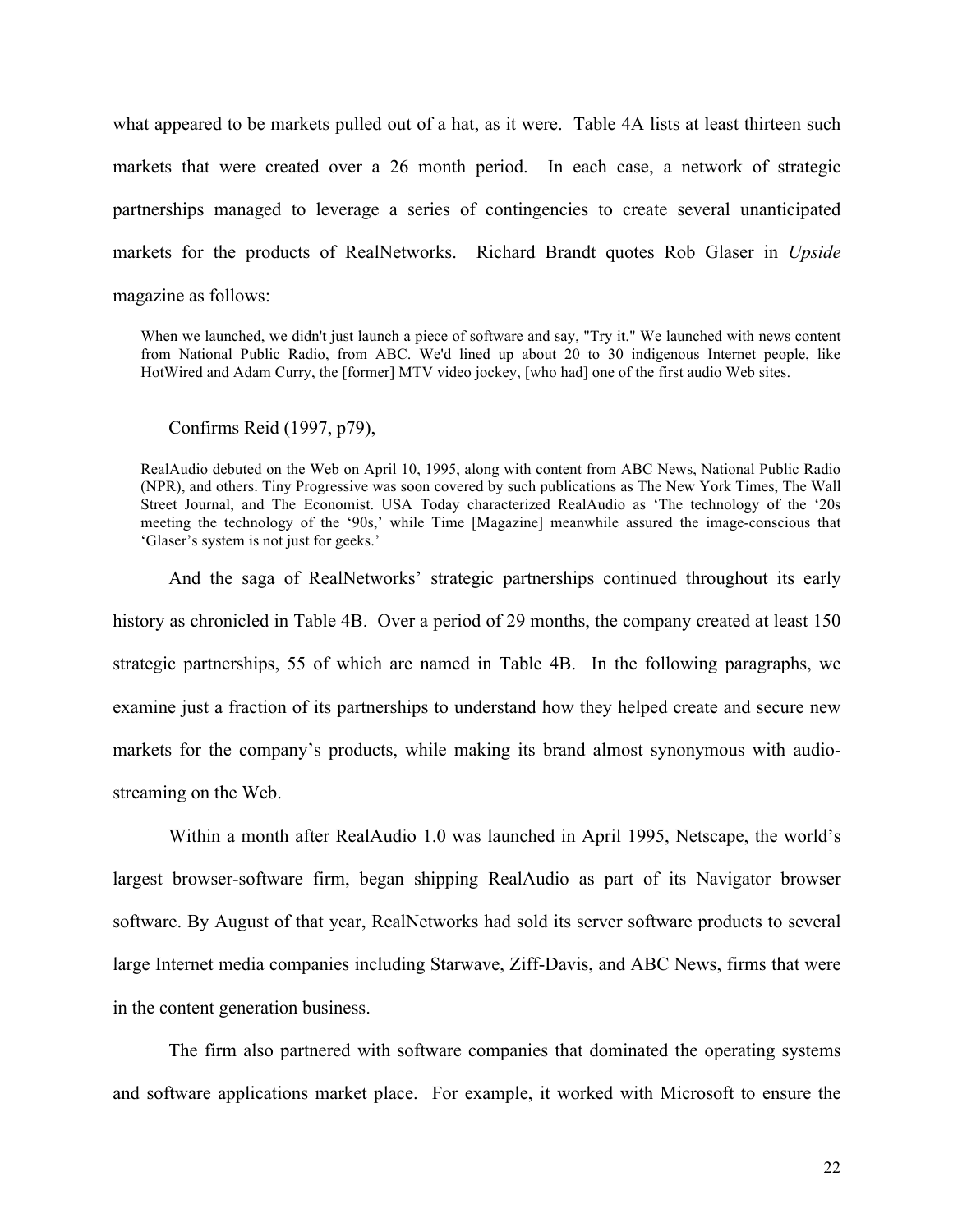what appeared to be markets pulled out of a hat, as it were. Table 4A lists at least thirteen such markets that were created over a 26 month period. In each case, a network of strategic partnerships managed to leverage a series of contingencies to create several unanticipated markets for the products of RealNetworks. Richard Brandt quotes Rob Glaser in *Upside* magazine as follows:

> When we launched, we didn't just launch a piece of software and say, "Try it." We launched with news content from National Public Radio, from ABC. We'd lined up about 20 to 30 indigenous Internet people, like HotWired and Adam Curry, the [former] MTV video jockey, [who had] one of the first audio Web sites.

Confirms Reid (1997, p79),

> RealAudio debuted on the Web on April 10, 1995, along with content from ABC News, National Public Radio (NPR), and others. Tiny Progressive was soon covered by such publications as The New York Times, The Wall Street Journal, and The Economist. USA Today characterized RealAudio as 'The technology of the '20s meeting the technology of the '90s,' while Time [Magazine] meanwhile assured the image-conscious that 'Glaser's system is not just for geeks.'

And the saga of RealNetworks' strategic partnerships continued throughout its early history as chronicled in Table 4B. Over a period of 29 months, the company created at least 150 strategic partnerships, 55 of which are named in Table 4B. In the following paragraphs, we examine just a fraction of its partnerships to understand how they helped create and secure new markets for the company's products, while making its brand almost synonymous with audio-streaming on the Web.

Within a month after RealAudio 1.0 was launched in April 1995, Netscape, the world's largest browser-software firm, began shipping RealAudio as part of its Navigator browser software. By August of that year, RealNetworks had sold its server software products to several large Internet media companies including Starwave, Ziff-Davis, and ABC News, firms that were in the content generation business.

The firm also partnered with software companies that dominated the operating systems and software applications market place. For example, it worked with Microsoft to ensure the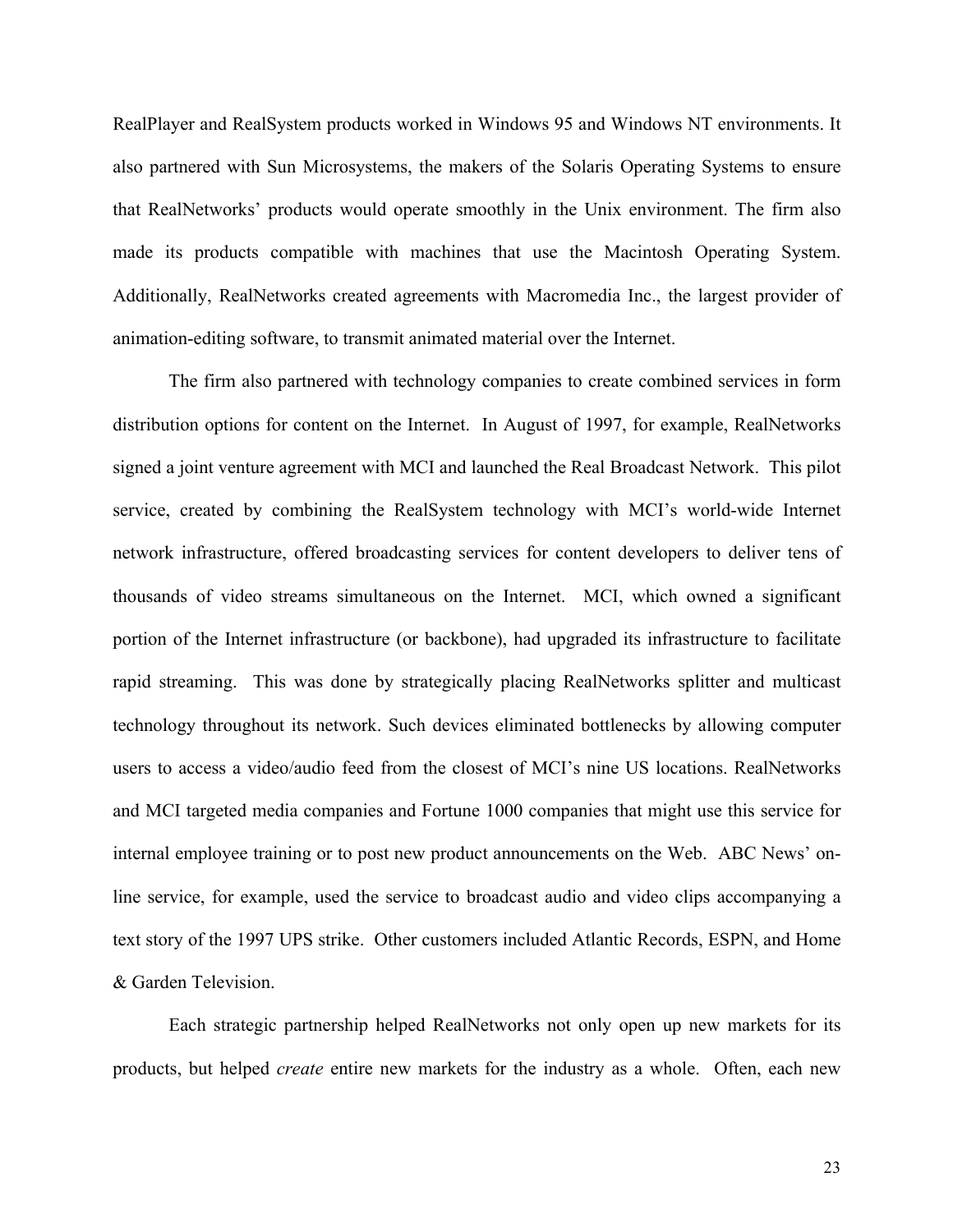RealPlayer and RealSystem products worked in Windows 95 and Windows NT environments. It also partnered with Sun Microsystems, the makers of the Solaris Operating Systems to ensure that RealNetworks' products would operate smoothly in the Unix environment. The firm also made its products compatible with machines that use the Macintosh Operating System. Additionally, RealNetworks created agreements with Macromedia Inc., the largest provider of animation-editing software, to transmit animated material over the Internet.

The firm also partnered with technology companies to create combined services in form distribution options for content on the Internet. In August of 1997, for example, RealNetworks signed a joint venture agreement with MCI and launched the Real Broadcast Network. This pilot service, created by combining the RealSystem technology with MCI's world-wide Internet network infrastructure, offered broadcasting services for content developers to deliver tens of thousands of video streams simultaneous on the Internet. MCI, which owned a significant portion of the Internet infrastructure (or backbone), had upgraded its infrastructure to facilitate rapid streaming. This was done by strategically placing RealNetworks splitter and multicast technology throughout its network. Such devices eliminated bottlenecks by allowing computer users to access a video/audio feed from the closest of MCI's nine US locations. RealNetworks and MCI targeted media companies and Fortune 1000 companies that might use this service for internal employee training or to post new product announcements on the Web. ABC News' on-line service, for example, used the service to broadcast audio and video clips accompanying a text story of the 1997 UPS strike. Other customers included Atlantic Records, ESPN, and Home & Garden Television.

Each strategic partnership helped RealNetworks not only open up new markets for its products, but helped *create* entire new markets for the industry as a whole. Often, each new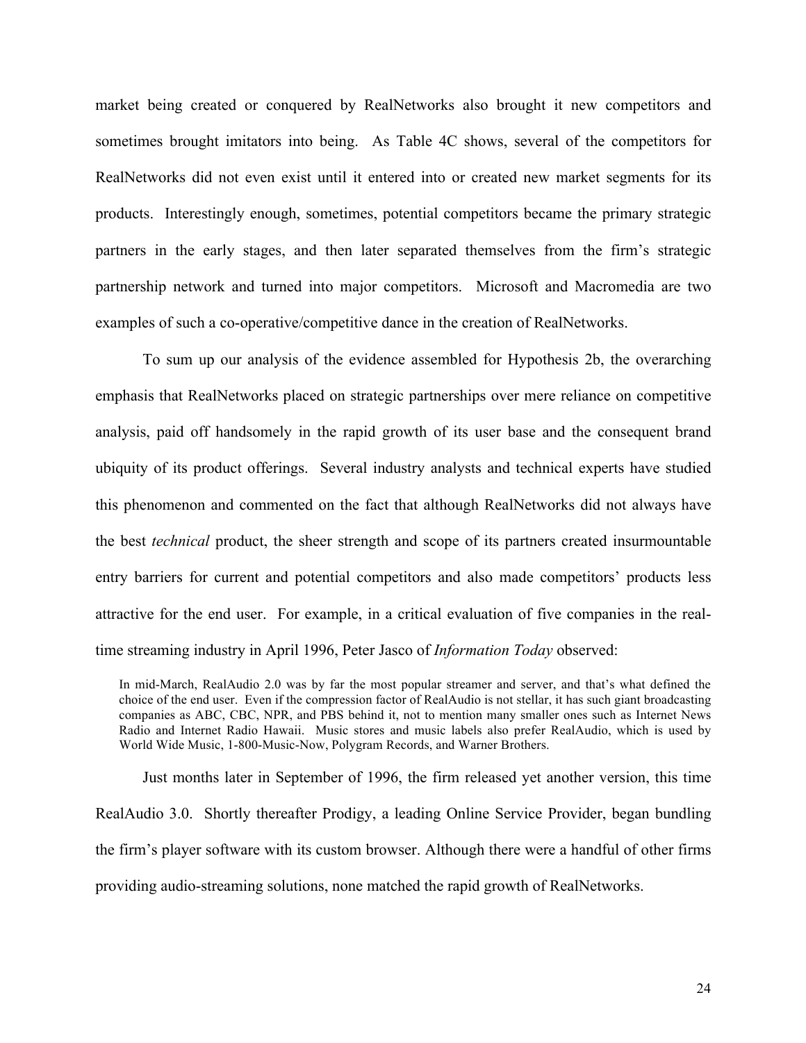market being created or conquered by RealNetworks also brought it new competitors and sometimes brought imitators into being. As Table 4C shows, several of the competitors for RealNetworks did not even exist until it entered into or created new market segments for its products. Interestingly enough, sometimes, potential competitors became the primary strategic partners in the early stages, and then later separated themselves from the firm's strategic partnership network and turned into major competitors. Microsoft and Macromedia are two examples of such a co-operative/competitive dance in the creation of RealNetworks.

To sum up our analysis of the evidence assembled for Hypothesis 2b, the overarching emphasis that RealNetworks placed on strategic partnerships over mere reliance on competitive analysis, paid off handsomely in the rapid growth of its user base and the consequent brand ubiquity of its product offerings. Several industry analysts and technical experts have studied this phenomenon and commented on the fact that although RealNetworks did not always have the best *technical* product, the sheer strength and scope of its partners created insurmountable entry barriers for current and potential competitors and also made competitors' products less attractive for the end user. For example, in a critical evaluation of five companies in the real-time streaming industry in April 1996, Peter Jasco of *Information Today* observed:

> In mid-March, RealAudio 2.0 was by far the most popular streamer and server, and that's what defined the choice of the end user. Even if the compression factor of RealAudio is not stellar, it has such giant broadcasting companies as ABC, CBC, NPR, and PBS behind it, not to mention many smaller ones such as Internet News Radio and Internet Radio Hawaii. Music stores and music labels also prefer RealAudio, which is used by World Wide Music, 1-800-Music-Now, Polygram Records, and Warner Brothers.

Just months later in September of 1996, the firm released yet another version, this time RealAudio 3.0. Shortly thereafter Prodigy, a leading Online Service Provider, began bundling the firm's player software with its custom browser. Although there were a handful of other firms providing audio-streaming solutions, none matched the rapid growth of RealNetworks.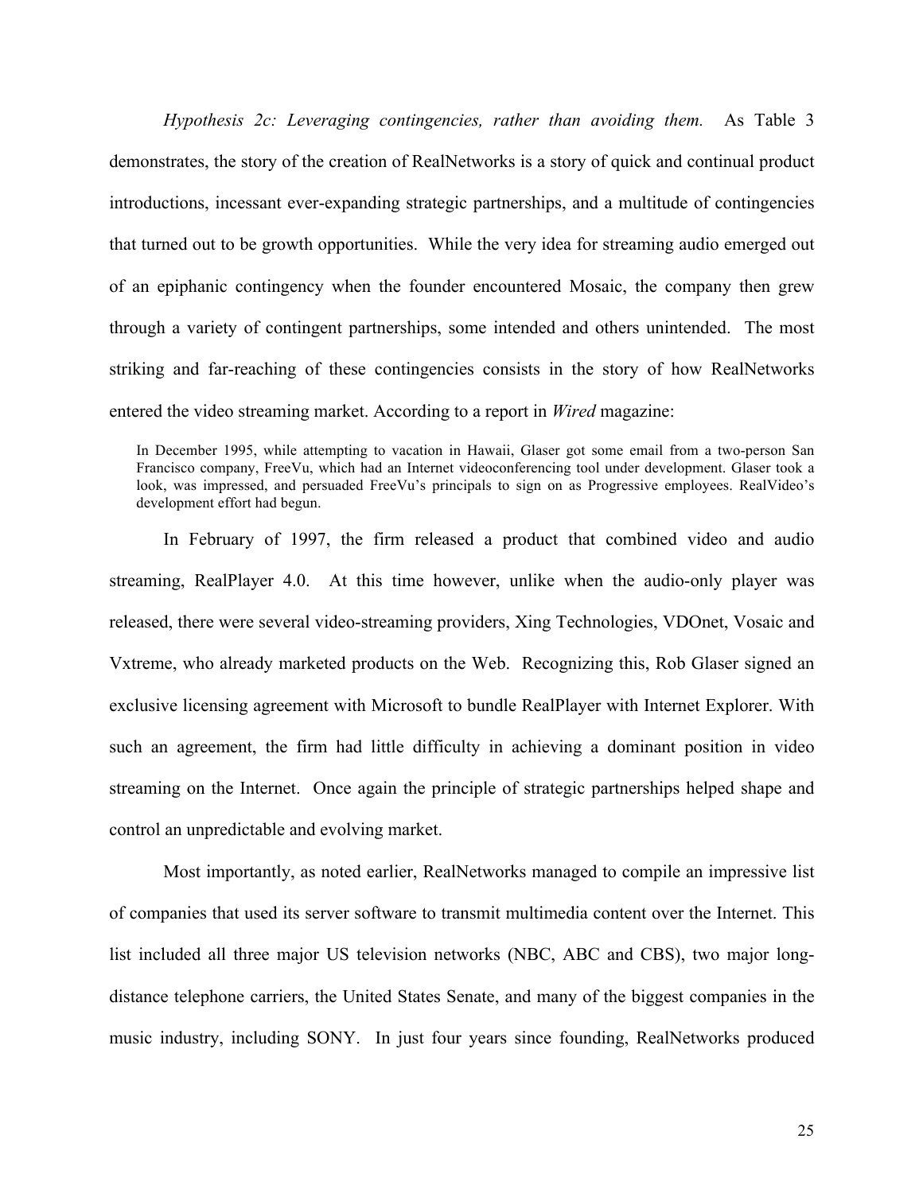*Hypothesis 2c: Leveraging contingencies, rather than avoiding them.* As Table 3 demonstrates, the story of the creation of RealNetworks is a story of quick and continual product introductions, incessant ever-expanding strategic partnerships, and a multitude of contingencies that turned out to be growth opportunities. While the very idea for streaming audio emerged out of an epiphanic contingency when the founder encountered Mosaic, the company then grew through a variety of contingent partnerships, some intended and others unintended. The most striking and far-reaching of these contingencies consists in the story of how RealNetworks entered the video streaming market. According to a report in *Wired* magazine:

> In December 1995, while attempting to vacation in Hawaii, Glaser got some email from a two-person San Francisco company, FreeVu, which had an Internet videoconferencing tool under development. Glaser took a look, was impressed, and persuaded FreeVu's principals to sign on as Progressive employees. RealVideo's development effort had begun.

In February of 1997, the firm released a product that combined video and audio streaming, RealPlayer 4.0. At this time however, unlike when the audio-only player was released, there were several video-streaming providers, Xing Technologies, VDOnet, Vosaic and Vxtreme, who already marketed products on the Web. Recognizing this, Rob Glaser signed an exclusive licensing agreement with Microsoft to bundle RealPlayer with Internet Explorer. With such an agreement, the firm had little difficulty in achieving a dominant position in video streaming on the Internet. Once again the principle of strategic partnerships helped shape and control an unpredictable and evolving market.

Most importantly, as noted earlier, RealNetworks managed to compile an impressive list of companies that used its server software to transmit multimedia content over the Internet. This list included all three major US television networks (NBC, ABC and CBS), two major long-distance telephone carriers, the United States Senate, and many of the biggest companies in the music industry, including SONY. In just four years since founding, RealNetworks produced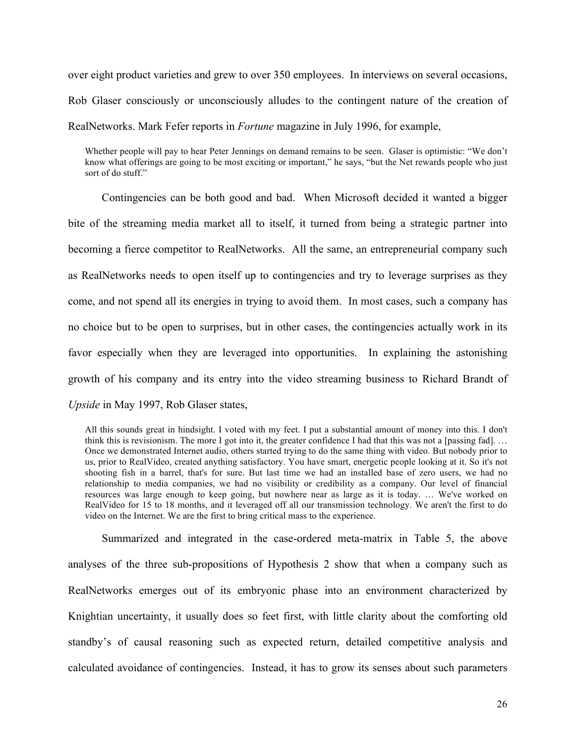over eight product varieties and grew to over 350 employees. In interviews on several occasions, Rob Glaser consciously or unconsciously alludes to the contingent nature of the creation of RealNetworks. Mark Fefer reports in *Fortune* magazine in July 1996, for example,

> Whether people will pay to hear Peter Jennings on demand remains to be seen. Glaser is optimistic: "We don't know what offerings are going to be most exciting or important," he says, "but the Net rewards people who just sort of do stuff."

Contingencies can be both good and bad. When Microsoft decided it wanted a bigger bite of the streaming media market all to itself, it turned from being a strategic partner into becoming a fierce competitor to RealNetworks. All the same, an entrepreneurial company such as RealNetworks needs to open itself up to contingencies and try to leverage surprises as they come, and not spend all its energies in trying to avoid them. In most cases, such a company has no choice but to be open to surprises, but in other cases, the contingencies actually work in its favor especially when they are leveraged into opportunities. In explaining the astonishing growth of his company and its entry into the video streaming business to Richard Brandt of *Upside* in May 1997, Rob Glaser states,

> All this sounds great in hindsight. I voted with my feet. I put a substantial amount of money into this. I don't think this is revisionism. The more I got into it, the greater confidence I had that this was not a [passing fad]. … Once we demonstrated Internet audio, others started trying to do the same thing with video. But nobody prior to us, prior to RealVideo, created anything satisfactory. You have smart, energetic people looking at it. So it's not shooting fish in a barrel, that's for sure. But last time we had an installed base of zero users, we had no relationship to media companies, we had no visibility or credibility as a company. Our level of financial resources was large enough to keep going, but nowhere near as large as it is today. … We've worked on RealVideo for 15 to 18 months, and it leveraged off all our transmission technology. We aren't the first to do video on the Internet. We are the first to bring critical mass to the experience.

Summarized and integrated in the case-ordered meta-matrix in Table 5, the above analyses of the three sub-propositions of Hypothesis 2 show that when a company such as RealNetworks emerges out of its embryonic phase into an environment characterized by Knightian uncertainty, it usually does so feet first, with little clarity about the comforting old standby's of causal reasoning such as expected return, detailed competitive analysis and calculated avoidance of contingencies. Instead, it has to grow its senses about such parameters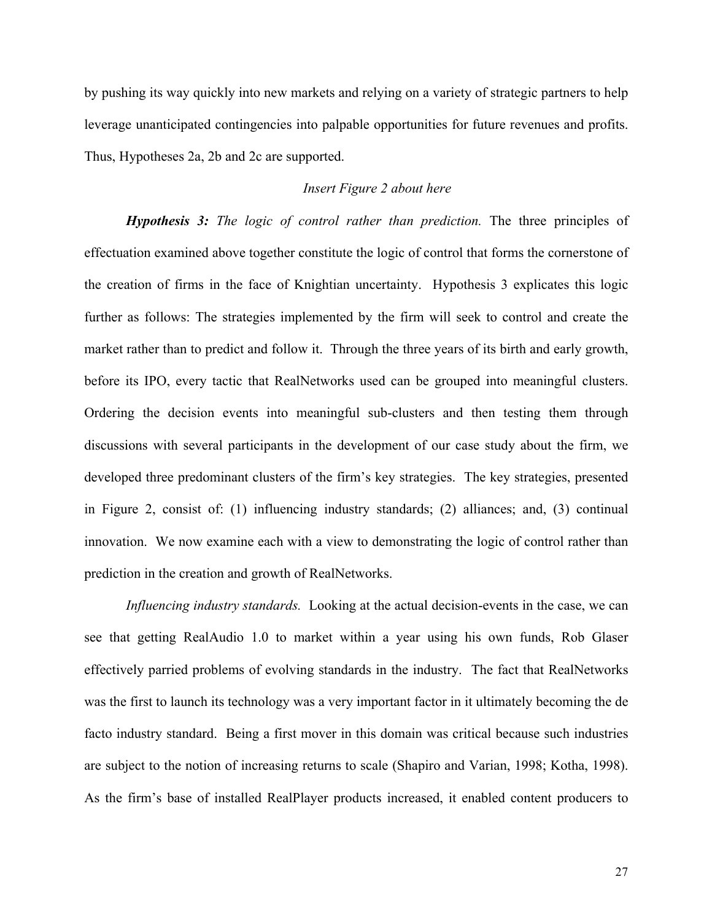by pushing its way quickly into new markets and relying on a variety of strategic partners to help leverage unanticipated contingencies into palpable opportunities for future revenues and profits. Thus, Hypotheses 2a, 2b and 2c are supported.

*Insert Figure 2 about here*

***Hypothesis 3:*** *The logic of control rather than prediction.* The three principles of effectuation examined above together constitute the logic of control that forms the cornerstone of the creation of firms in the face of Knightian uncertainty. Hypothesis 3 explicates this logic further as follows: The strategies implemented by the firm will seek to control and create the market rather than to predict and follow it. Through the three years of its birth and early growth, before its IPO, every tactic that RealNetworks used can be grouped into meaningful clusters. Ordering the decision events into meaningful sub-clusters and then testing them through discussions with several participants in the development of our case study about the firm, we developed three predominant clusters of the firm's key strategies. The key strategies, presented in Figure 2, consist of: (1) influencing industry standards; (2) alliances; and, (3) continual innovation. We now examine each with a view to demonstrating the logic of control rather than prediction in the creation and growth of RealNetworks.

*Influencing industry standards.* Looking at the actual decision-events in the case, we can see that getting RealAudio 1.0 to market within a year using his own funds, Rob Glaser effectively parried problems of evolving standards in the industry. The fact that RealNetworks was the first to launch its technology was a very important factor in it ultimately becoming the de facto industry standard. Being a first mover in this domain was critical because such industries are subject to the notion of increasing returns to scale (Shapiro and Varian, 1998; Kotha, 1998). As the firm's base of installed RealPlayer products increased, it enabled content producers to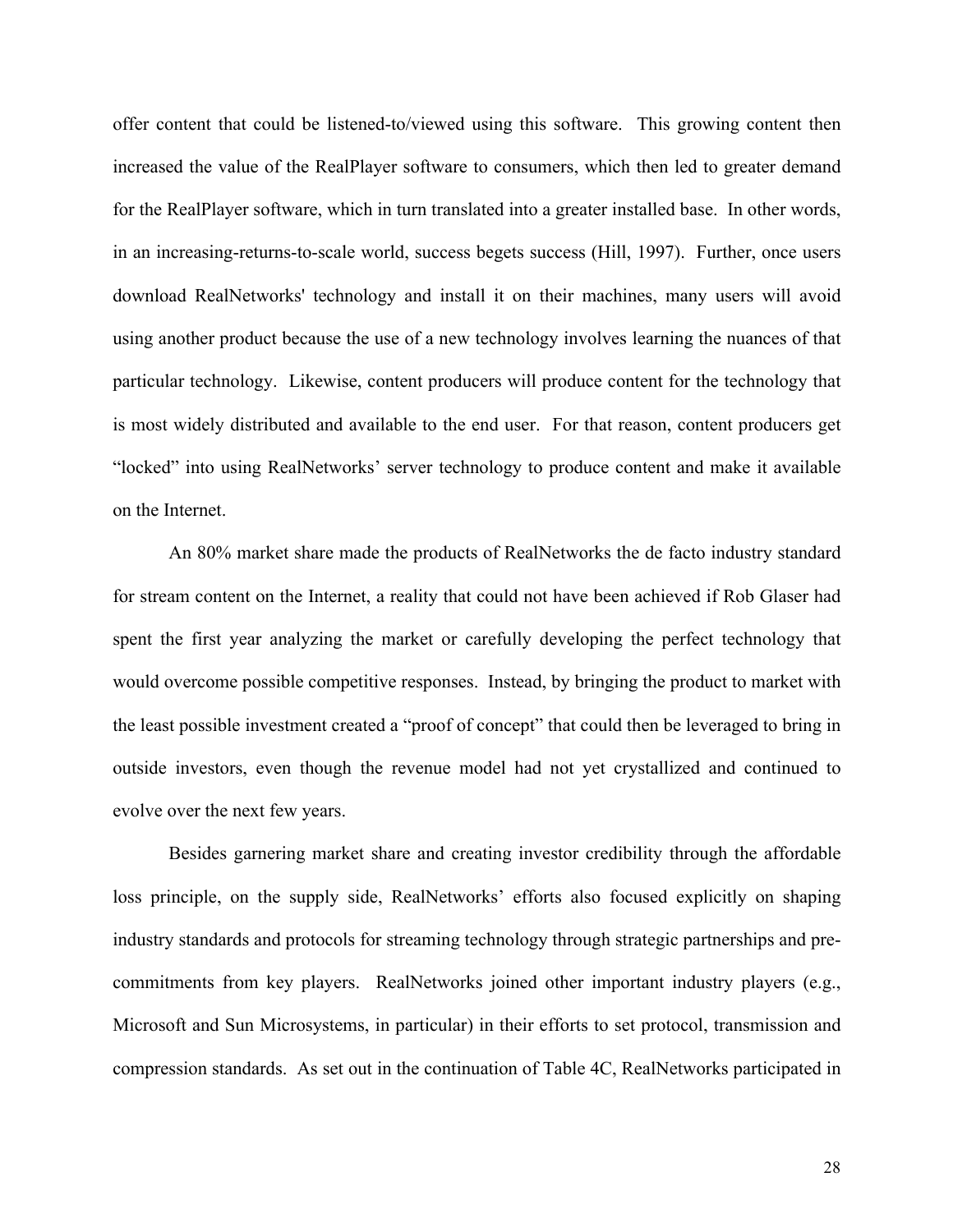offer content that could be listened-to/viewed using this software. This growing content then increased the value of the RealPlayer software to consumers, which then led to greater demand for the RealPlayer software, which in turn translated into a greater installed base. In other words, in an increasing-returns-to-scale world, success begets success (Hill, 1997). Further, once users download RealNetworks' technology and install it on their machines, many users will avoid using another product because the use of a new technology involves learning the nuances of that particular technology. Likewise, content producers will produce content for the technology that is most widely distributed and available to the end user. For that reason, content producers get "locked" into using RealNetworks' server technology to produce content and make it available on the Internet.

An 80% market share made the products of RealNetworks the de facto industry standard for stream content on the Internet, a reality that could not have been achieved if Rob Glaser had spent the first year analyzing the market or carefully developing the perfect technology that would overcome possible competitive responses. Instead, by bringing the product to market with the least possible investment created a "proof of concept" that could then be leveraged to bring in outside investors, even though the revenue model had not yet crystallized and continued to evolve over the next few years.

Besides garnering market share and creating investor credibility through the affordable loss principle, on the supply side, RealNetworks' efforts also focused explicitly on shaping industry standards and protocols for streaming technology through strategic partnerships and pre-commitments from key players. RealNetworks joined other important industry players (e.g., Microsoft and Sun Microsystems, in particular) in their efforts to set protocol, transmission and compression standards. As set out in the continuation of Table 4C, RealNetworks participated in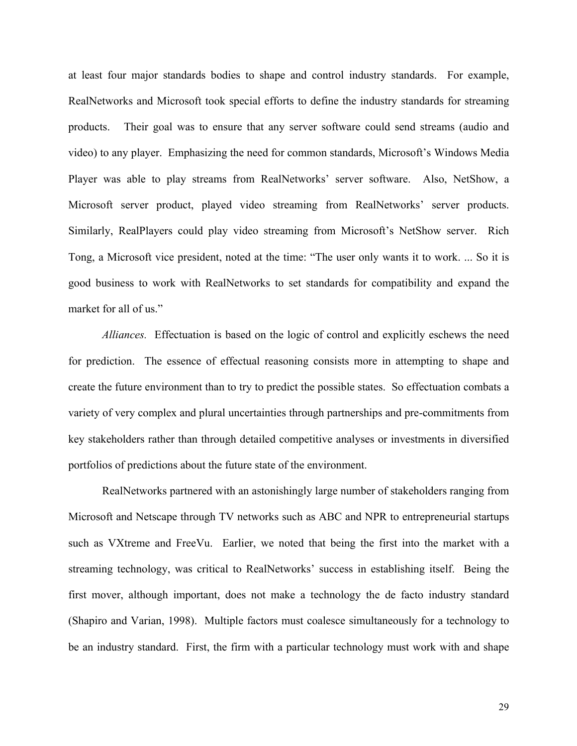at least four major standards bodies to shape and control industry standards. For example, RealNetworks and Microsoft took special efforts to define the industry standards for streaming products. Their goal was to ensure that any server software could send streams (audio and video) to any player. Emphasizing the need for common standards, Microsoft's Windows Media Player was able to play streams from RealNetworks' server software. Also, NetShow, a Microsoft server product, played video streaming from RealNetworks' server products. Similarly, RealPlayers could play video streaming from Microsoft's NetShow server. Rich Tong, a Microsoft vice president, noted at the time: "The user only wants it to work. ... So it is good business to work with RealNetworks to set standards for compatibility and expand the market for all of us."

*Alliances.* Effectuation is based on the logic of control and explicitly eschews the need for prediction. The essence of effectual reasoning consists more in attempting to shape and create the future environment than to try to predict the possible states. So effectuation combats a variety of very complex and plural uncertainties through partnerships and pre-commitments from key stakeholders rather than through detailed competitive analyses or investments in diversified portfolios of predictions about the future state of the environment.

RealNetworks partnered with an astonishingly large number of stakeholders ranging from Microsoft and Netscape through TV networks such as ABC and NPR to entrepreneurial startups such as VXtreme and FreeVu. Earlier, we noted that being the first into the market with a streaming technology, was critical to RealNetworks' success in establishing itself. Being the first mover, although important, does not make a technology the de facto industry standard (Shapiro and Varian, 1998). Multiple factors must coalesce simultaneously for a technology to be an industry standard. First, the firm with a particular technology must work with and shape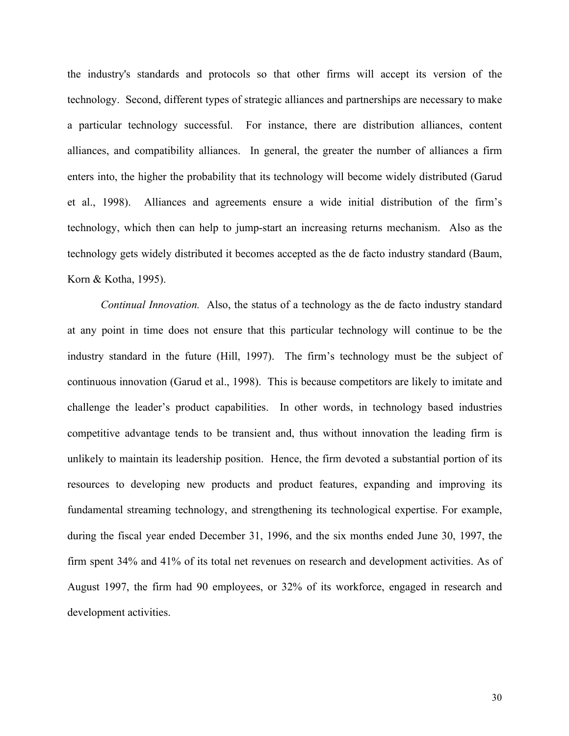the industry's standards and protocols so that other firms will accept its version of the technology. Second, different types of strategic alliances and partnerships are necessary to make a particular technology successful. For instance, there are distribution alliances, content alliances, and compatibility alliances. In general, the greater the number of alliances a firm enters into, the higher the probability that its technology will become widely distributed (Garud et al., 1998). Alliances and agreements ensure a wide initial distribution of the firm's technology, which then can help to jump-start an increasing returns mechanism. Also as the technology gets widely distributed it becomes accepted as the de facto industry standard (Baum, Korn & Kotha, 1995).

*Continual Innovation.* Also, the status of a technology as the de facto industry standard at any point in time does not ensure that this particular technology will continue to be the industry standard in the future (Hill, 1997). The firm's technology must be the subject of continuous innovation (Garud et al., 1998). This is because competitors are likely to imitate and challenge the leader's product capabilities. In other words, in technology based industries competitive advantage tends to be transient and, thus without innovation the leading firm is unlikely to maintain its leadership position. Hence, the firm devoted a substantial portion of its resources to developing new products and product features, expanding and improving its fundamental streaming technology, and strengthening its technological expertise. For example, during the fiscal year ended December 31, 1996, and the six months ended June 30, 1997, the firm spent 34% and 41% of its total net revenues on research and development activities. As of August 1997, the firm had 90 employees, or 32% of its workforce, engaged in research and development activities.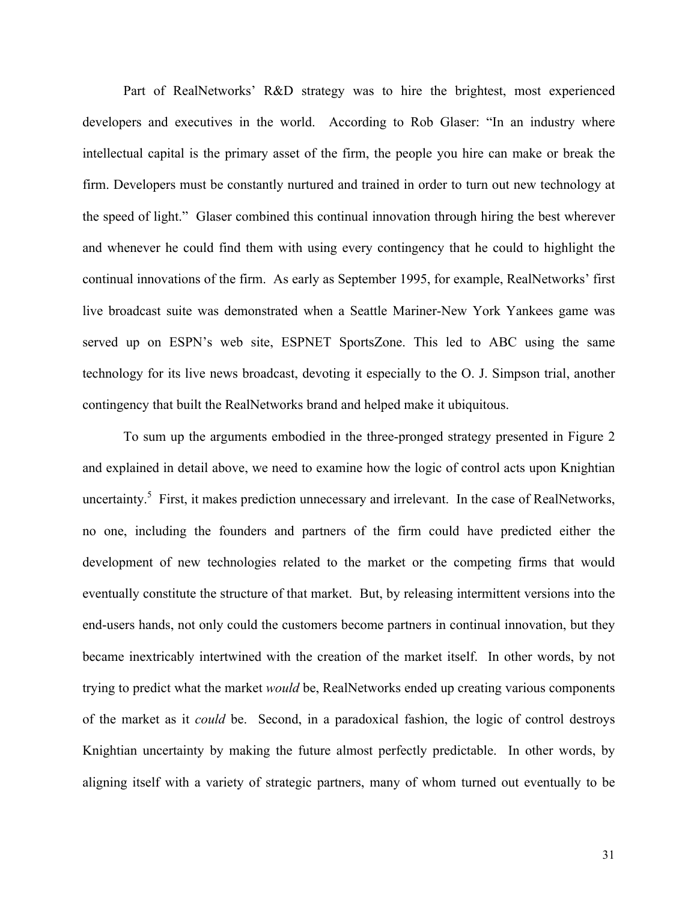Part of RealNetworks' R&D strategy was to hire the brightest, most experienced developers and executives in the world. According to Rob Glaser: "In an industry where intellectual capital is the primary asset of the firm, the people you hire can make or break the firm. Developers must be constantly nurtured and trained in order to turn out new technology at the speed of light." Glaser combined this continual innovation through hiring the best wherever and whenever he could find them with using every contingency that he could to highlight the continual innovations of the firm. As early as September 1995, for example, RealNetworks' first live broadcast suite was demonstrated when a Seattle Mariner-New York Yankees game was served up on ESPN's web site, ESPNET SportsZone. This led to ABC using the same technology for its live news broadcast, devoting it especially to the O. J. Simpson trial, another contingency that built the RealNetworks brand and helped make it ubiquitous.

To sum up the arguments embodied in the three-pronged strategy presented in Figure 2 and explained in detail above, we need to examine how the logic of control acts upon Knightian uncertainty.[5] First, it makes prediction unnecessary and irrelevant. In the case of RealNetworks, no one, including the founders and partners of the firm could have predicted either the development of new technologies related to the market or the competing firms that would eventually constitute the structure of that market. But, by releasing intermittent versions into the end-users hands, not only could the customers become partners in continual innovation, but they became inextricably intertwined with the creation of the market itself. In other words, by not trying to predict what the market *would* be, RealNetworks ended up creating various components of the market as it *could* be. Second, in a paradoxical fashion, the logic of control destroys Knightian uncertainty by making the future almost perfectly predictable. In other words, by aligning itself with a variety of strategic partners, many of whom turned out eventually to be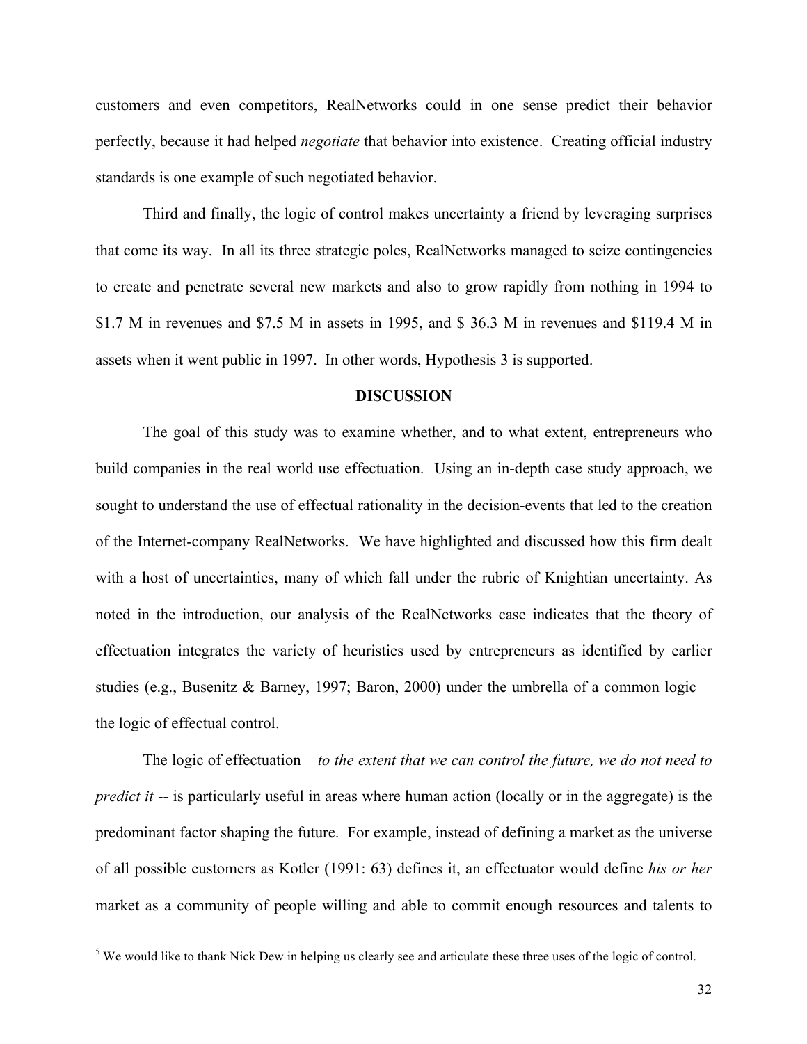customers and even competitors, RealNetworks could in one sense predict their behavior perfectly, because it had helped *negotiate* that behavior into existence. Creating official industry standards is one example of such negotiated behavior.

Third and finally, the logic of control makes uncertainty a friend by leveraging surprises that come its way. In all its three strategic poles, RealNetworks managed to seize contingencies to create and penetrate several new markets and also to grow rapidly from nothing in 1994 to $1.7 M in revenues and $7.5 M in assets in 1995, and $ 36.3 M in revenues and $119.4 M in assets when it went public in 1997. In other words, Hypothesis 3 is supported.

## DISCUSSION

The goal of this study was to examine whether, and to what extent, entrepreneurs who build companies in the real world use effectuation. Using an in-depth case study approach, we sought to understand the use of effectual rationality in the decision-events that led to the creation of the Internet-company RealNetworks. We have highlighted and discussed how this firm dealt with a host of uncertainties, many of which fall under the rubric of Knightian uncertainty. As noted in the introduction, our analysis of the RealNetworks case indicates that the theory of effectuation integrates the variety of heuristics used by entrepreneurs as identified by earlier studies (e.g., Busenitz & Barney, 1997; Baron, 2000) under the umbrella of a common logic—the logic of effectual control.

The logic of effectuation – *to the extent that we can control the future, we do not need to predict it* -- is particularly useful in areas where human action (locally or in the aggregate) is the predominant factor shaping the future. For example, instead of defining a market as the universe of all possible customers as Kotler (1991: 63) defines it, an effectuator would define *his or her* market as a community of people willing and able to commit enough resources and talents to

---

[5] We would like to thank Nick Dew in helping us clearly see and articulate these three uses of the logic of control.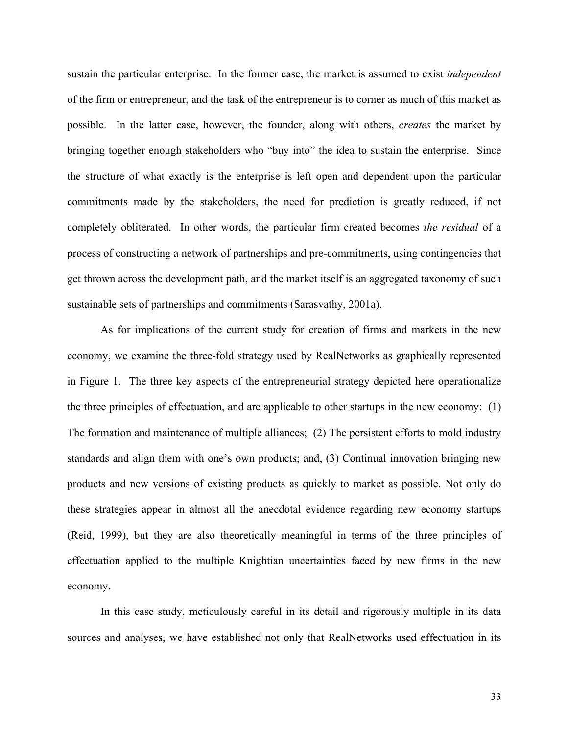sustain the particular enterprise. In the former case, the market is assumed to exist *independent* of the firm or entrepreneur, and the task of the entrepreneur is to corner as much of this market as possible. In the latter case, however, the founder, along with others, *creates* the market by bringing together enough stakeholders who "buy into" the idea to sustain the enterprise. Since the structure of what exactly is the enterprise is left open and dependent upon the particular commitments made by the stakeholders, the need for prediction is greatly reduced, if not completely obliterated. In other words, the particular firm created becomes *the residual* of a process of constructing a network of partnerships and pre-commitments, using contingencies that get thrown across the development path, and the market itself is an aggregated taxonomy of such sustainable sets of partnerships and commitments (Sarasvathy, 2001a).

As for implications of the current study for creation of firms and markets in the new economy, we examine the three-fold strategy used by RealNetworks as graphically represented in Figure 1. The three key aspects of the entrepreneurial strategy depicted here operationalize the three principles of effectuation, and are applicable to other startups in the new economy: (1) The formation and maintenance of multiple alliances; (2) The persistent efforts to mold industry standards and align them with one's own products; and, (3) Continual innovation bringing new products and new versions of existing products as quickly to market as possible. Not only do these strategies appear in almost all the anecdotal evidence regarding new economy startups (Reid, 1999), but they are also theoretically meaningful in terms of the three principles of effectuation applied to the multiple Knightian uncertainties faced by new firms in the new economy.

In this case study, meticulously careful in its detail and rigorously multiple in its data sources and analyses, we have established not only that RealNetworks used effectuation in its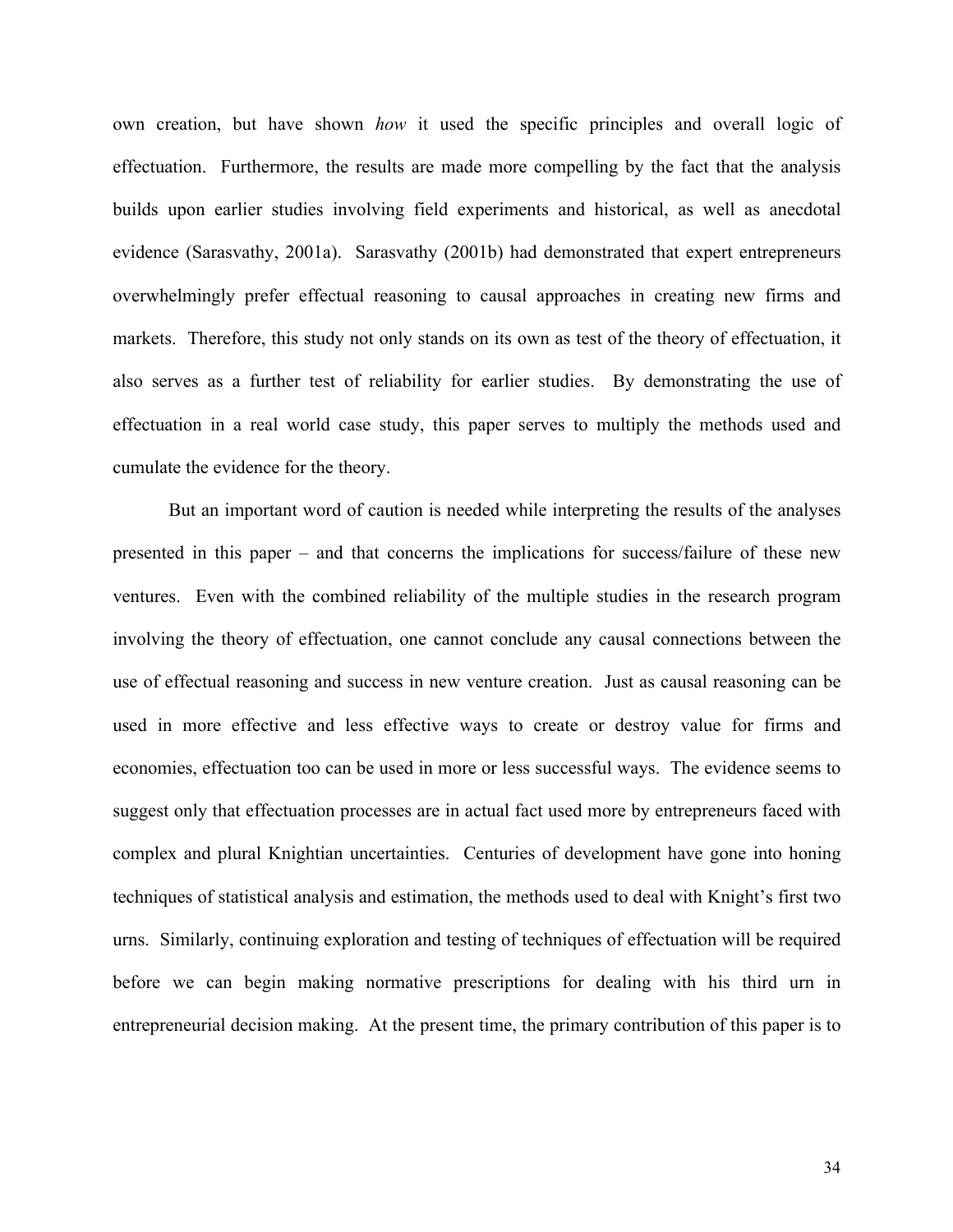own creation, but have shown *how* it used the specific principles and overall logic of effectuation. Furthermore, the results are made more compelling by the fact that the analysis builds upon earlier studies involving field experiments and historical, as well as anecdotal evidence (Sarasvathy, 2001a). Sarasvathy (2001b) had demonstrated that expert entrepreneurs overwhelmingly prefer effectual reasoning to causal approaches in creating new firms and markets. Therefore, this study not only stands on its own as test of the theory of effectuation, it also serves as a further test of reliability for earlier studies. By demonstrating the use of effectuation in a real world case study, this paper serves to multiply the methods used and cumulate the evidence for the theory.

But an important word of caution is needed while interpreting the results of the analyses presented in this paper – and that concerns the implications for success/failure of these new ventures. Even with the combined reliability of the multiple studies in the research program involving the theory of effectuation, one cannot conclude any causal connections between the use of effectual reasoning and success in new venture creation. Just as causal reasoning can be used in more effective and less effective ways to create or destroy value for firms and economies, effectuation too can be used in more or less successful ways. The evidence seems to suggest only that effectuation processes are in actual fact used more by entrepreneurs faced with complex and plural Knightian uncertainties. Centuries of development have gone into honing techniques of statistical analysis and estimation, the methods used to deal with Knight's first two urns. Similarly, continuing exploration and testing of techniques of effectuation will be required before we can begin making normative prescriptions for dealing with his third urn in entrepreneurial decision making. At the present time, the primary contribution of this paper is to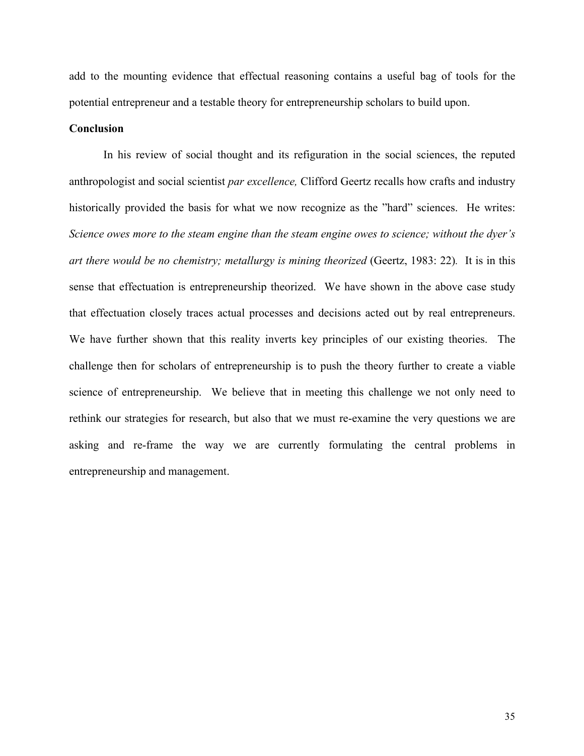add to the mounting evidence that effectual reasoning contains a useful bag of tools for the potential entrepreneur and a testable theory for entrepreneurship scholars to build upon.

**Conclusion**

In his review of social thought and its refiguration in the social sciences, the reputed anthropologist and social scientist *par excellence,* Clifford Geertz recalls how crafts and industry historically provided the basis for what we now recognize as the "hard" sciences. He writes: *Science owes more to the steam engine than the steam engine owes to science; without the dyer's art there would be no chemistry; metallurgy is mining theorized* (Geertz, 1983: 22). It is in this sense that effectuation is entrepreneurship theorized. We have shown in the above case study that effectuation closely traces actual processes and decisions acted out by real entrepreneurs. We have further shown that this reality inverts key principles of our existing theories. The challenge then for scholars of entrepreneurship is to push the theory further to create a viable science of entrepreneurship. We believe that in meeting this challenge we not only need to rethink our strategies for research, but also that we must re-examine the very questions we are asking and re-frame the way we are currently formulating the central problems in entrepreneurship and management.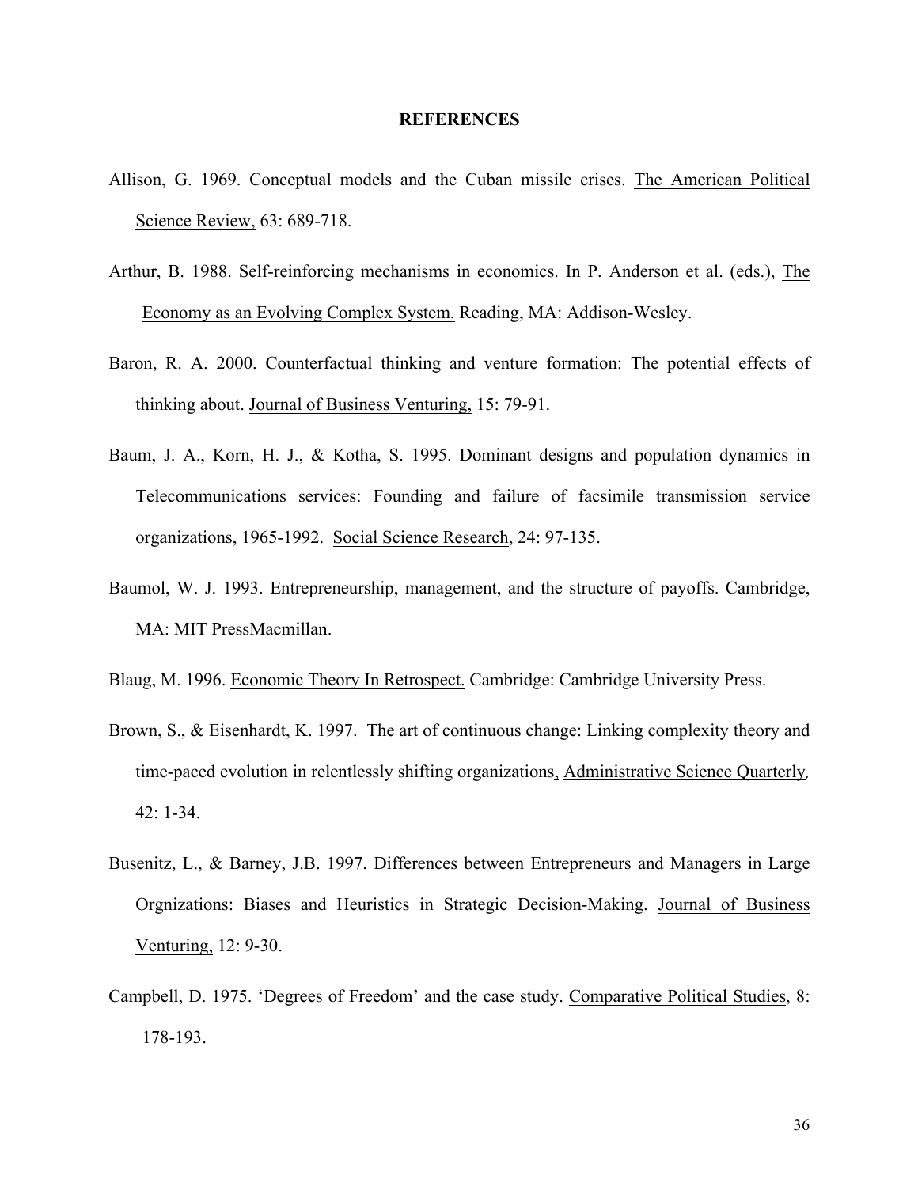## REFERENCES

Allison, G. 1969. Conceptual models and the Cuban missile crises. The American Political Science Review, 63: 689-718.

Arthur, B. 1988. Self-reinforcing mechanisms in economics. In P. Anderson et al. (eds.), The Economy as an Evolving Complex System. Reading, MA: Addison-Wesley.

Baron, R. A. 2000. Counterfactual thinking and venture formation: The potential effects of thinking about. Journal of Business Venturing, 15: 79-91.

Baum, J. A., Korn, H. J., & Kotha, S. 1995. Dominant designs and population dynamics in Telecommunications services: Founding and failure of facsimile transmission service organizations, 1965-1992. Social Science Research, 24: 97-135.

Baumol, W. J. 1993. Entrepreneurship, management, and the structure of payoffs. Cambridge, MA: MIT PressMacmillan.

Blaug, M. 1996. Economic Theory In Retrospect. Cambridge: Cambridge University Press.

Brown, S., & Eisenhardt, K. 1997. The art of continuous change: Linking complexity theory and time-paced evolution in relentlessly shifting organizations, Administrative Science Quarterly, 42: 1-34.

Busenitz, L., & Barney, J.B. 1997. Differences between Entrepreneurs and Managers in Large Orgnizations: Biases and Heuristics in Strategic Decision-Making. Journal of Business Venturing, 12: 9-30.

Campbell, D. 1975. 'Degrees of Freedom' and the case study. Comparative Political Studies, 8: 178-193.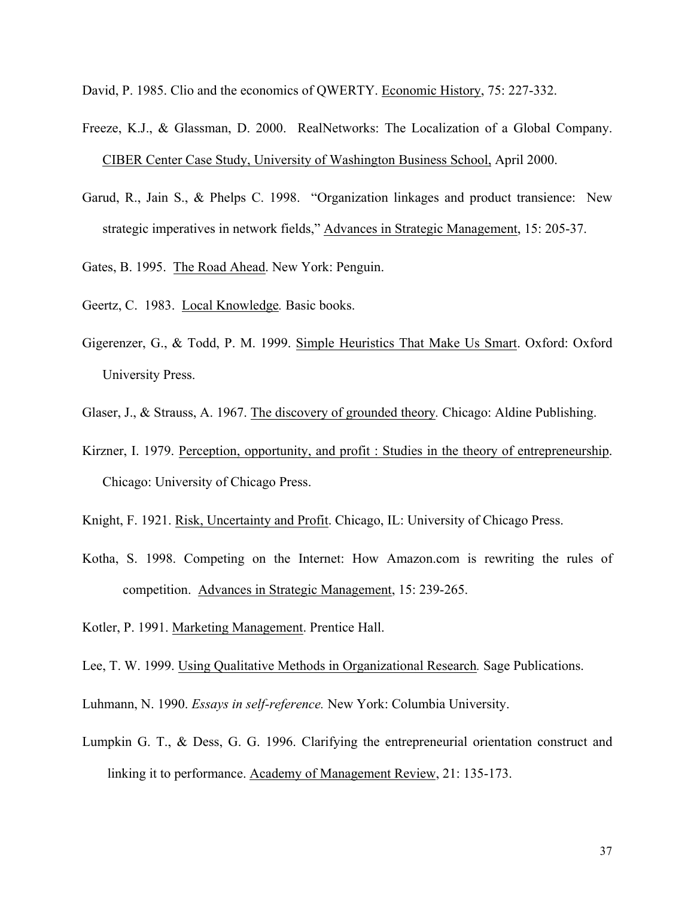David, P. 1985. Clio and the economics of QWERTY. Economic History, 75: 227-332.

Freeze, K.J., & Glassman, D. 2000. RealNetworks: The Localization of a Global Company. CIBER Center Case Study, University of Washington Business School, April 2000.

Garud, R., Jain S., & Phelps C. 1998. "Organization linkages and product transience: New strategic imperatives in network fields," Advances in Strategic Management, 15: 205-37.

Gates, B. 1995. The Road Ahead. New York: Penguin.

Geertz, C. 1983. Local Knowledge. Basic books.

Gigerenzer, G., & Todd, P. M. 1999. Simple Heuristics That Make Us Smart. Oxford: Oxford University Press.

Glaser, J., & Strauss, A. 1967. The discovery of grounded theory. Chicago: Aldine Publishing.

Kirzner, I. 1979. Perception, opportunity, and profit : Studies in the theory of entrepreneurship. Chicago: University of Chicago Press.

Knight, F. 1921. Risk, Uncertainty and Profit. Chicago, IL: University of Chicago Press.

Kotha, S. 1998. Competing on the Internet: How Amazon.com is rewriting the rules of competition. Advances in Strategic Management, 15: 239-265.

Kotler, P. 1991. Marketing Management. Prentice Hall.

Lee, T. W. 1999. Using Qualitative Methods in Organizational Research. Sage Publications.

Luhmann, N. 1990. *Essays in self-reference.* New York: Columbia University.

Lumpkin G. T., & Dess, G. G. 1996. Clarifying the entrepreneurial orientation construct and linking it to performance. Academy of Management Review, 21: 135-173.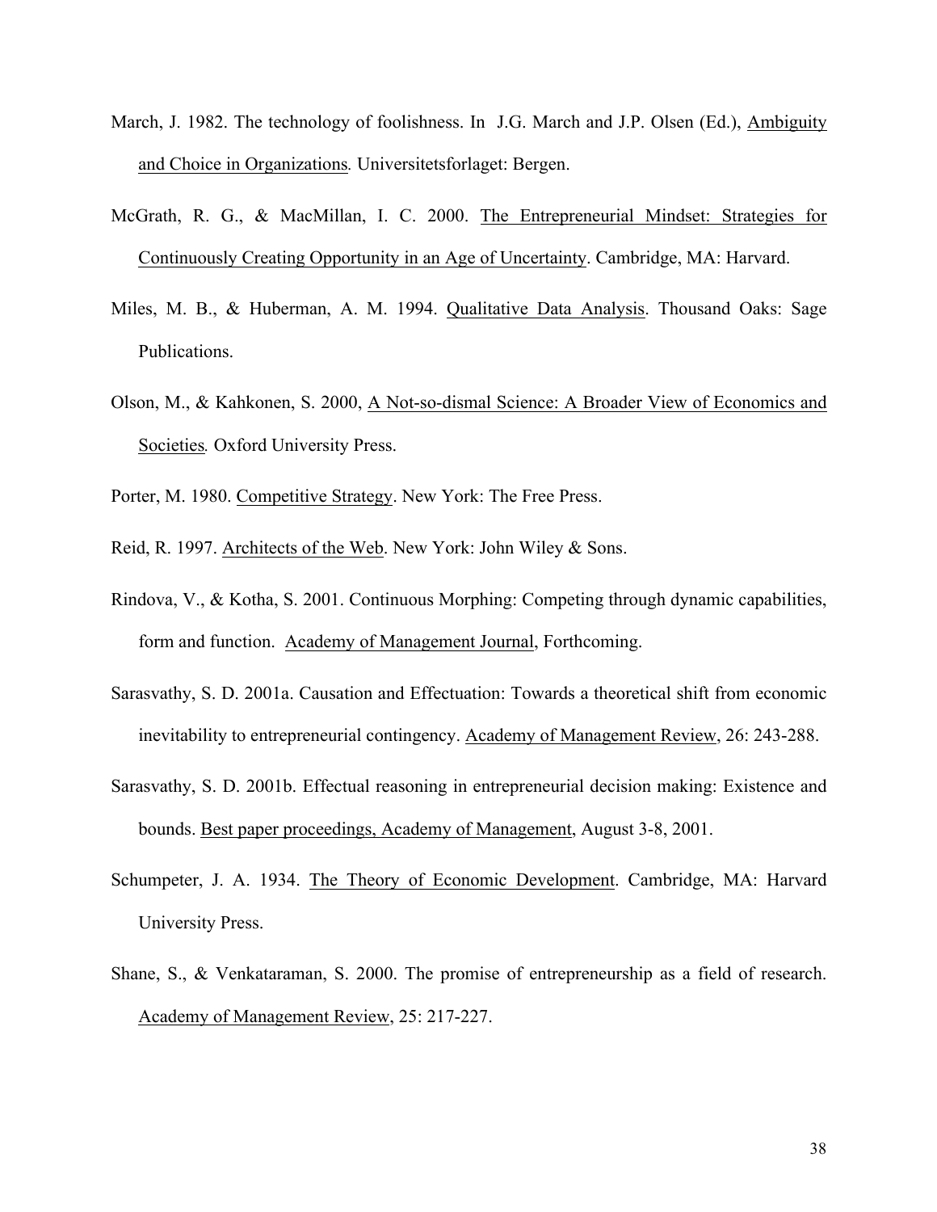March, J. 1982. The technology of foolishness. In J.G. March and J.P. Olsen (Ed.), Ambiguity and Choice in Organizations. Universitetsforlaget: Bergen.

McGrath, R. G., & MacMillan, I. C. 2000. The Entrepreneurial Mindset: Strategies for Continuously Creating Opportunity in an Age of Uncertainty. Cambridge, MA: Harvard.

Miles, M. B., & Huberman, A. M. 1994. Qualitative Data Analysis. Thousand Oaks: Sage Publications.

Olson, M., & Kahkonen, S. 2000, A Not-so-dismal Science: A Broader View of Economics and Societies. Oxford University Press.

Porter, M. 1980. Competitive Strategy. New York: The Free Press.

Reid, R. 1997. Architects of the Web. New York: John Wiley & Sons.

Rindova, V., & Kotha, S. 2001. Continuous Morphing: Competing through dynamic capabilities, form and function. Academy of Management Journal, Forthcoming.

Sarasvathy, S. D. 2001a. Causation and Effectuation: Towards a theoretical shift from economic inevitability to entrepreneurial contingency. Academy of Management Review, 26: 243-288.

Sarasvathy, S. D. 2001b. Effectual reasoning in entrepreneurial decision making: Existence and bounds. Best paper proceedings, Academy of Management, August 3-8, 2001.

Schumpeter, J. A. 1934. The Theory of Economic Development. Cambridge, MA: Harvard University Press.

Shane, S., & Venkataraman, S. 2000. The promise of entrepreneurship as a field of research. Academy of Management Review, 25: 217-227.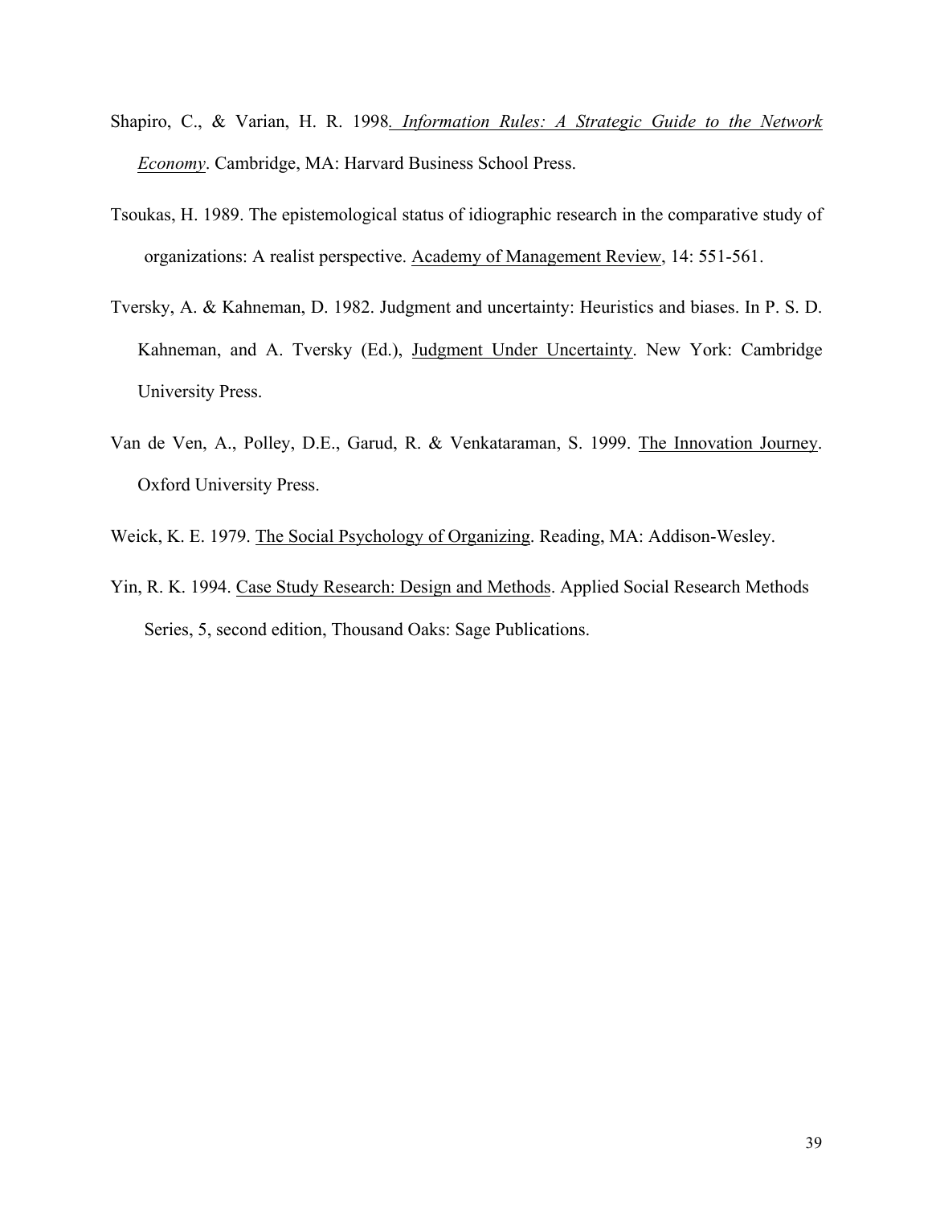Shapiro, C., & Varian, H. R. 1998. *Information Rules: A Strategic Guide to the Network Economy*. Cambridge, MA: Harvard Business School Press.

Tsoukas, H. 1989. The epistemological status of idiographic research in the comparative study of organizations: A realist perspective. Academy of Management Review, 14: 551-561.

Tversky, A. & Kahneman, D. 1982. Judgment and uncertainty: Heuristics and biases. In P. S. D. Kahneman, and A. Tversky (Ed.), Judgment Under Uncertainty. New York: Cambridge University Press.

Van de Ven, A., Polley, D.E., Garud, R. & Venkataraman, S. 1999. The Innovation Journey. Oxford University Press.

Weick, K. E. 1979. The Social Psychology of Organizing. Reading, MA: Addison-Wesley.

Yin, R. K. 1994. Case Study Research: Design and Methods. Applied Social Research Methods Series, 5, second edition, Thousand Oaks: Sage Publications.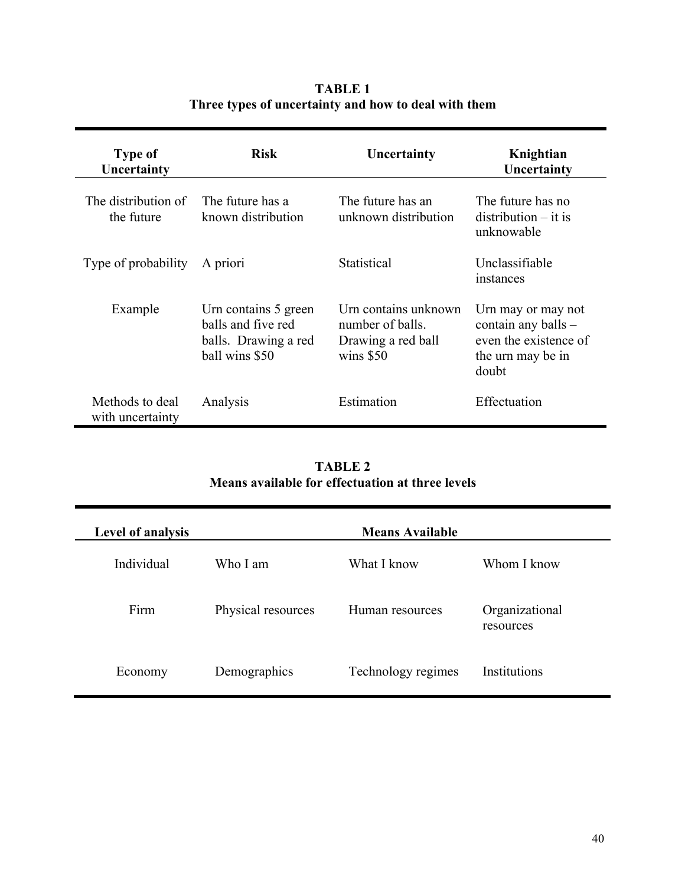**TABLE 1**
**Three types of uncertainty and how to deal with them**

| Type of Uncertainty | Risk | Uncertainty | Knightian Uncertainty |
|---|---|---|---|
| The distribution of the future | The future has a known distribution | The future has an unknown distribution | The future has no distribution – it is unknowable |
| Type of probability | A priori | Statistical | Unclassifiable instances |
| Example | Urn contains 5 green balls and five red balls. Drawing a red ball wins $50 | Urn contains unknown number of balls. Drawing a red ball wins $50 | Urn may or may not contain any balls – even the existence of the urn may be in doubt |
| Methods to deal with uncertainty | Analysis | Estimation | Effectuation |

**TABLE 2**
**Means available for effectuation at three levels**

| Level of analysis | Means Available | | |
|---|---|---|---|
| Individual | Who I am | What I know | Whom I know |
| Firm | Physical resources | Human resources | Organizational resources |
| Economy | Demographics | Technology regimes | Institutions |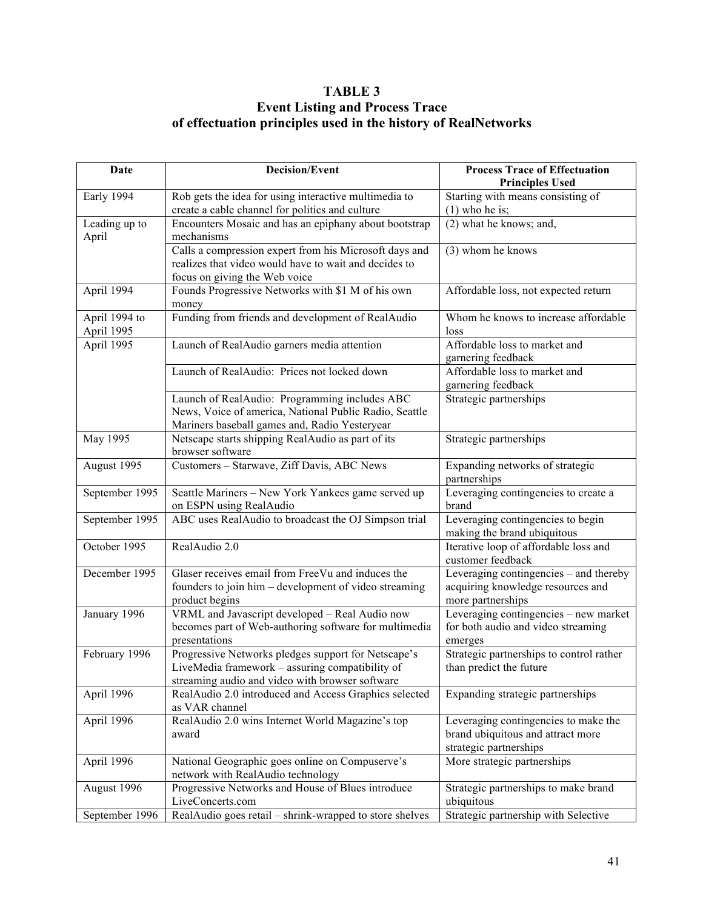**TABLE 3**
**Event Listing and Process Trace**
**of effectuation principles used in the history of RealNetworks**

| Date | Decision/Event | Process Trace of Effectuation Principles Used |
|---|---|---|
| Early 1994 | Rob gets the idea for using interactive multimedia to create a cable channel for politics and culture | Starting with means consisting of (1) who he is; |
| Leading up to April | Encounters Mosaic and has an epiphany about bootstrap mechanisms | (2) what he knows; and, |
| | Calls a compression expert from his Microsoft days and realizes that video would have to wait and decides to focus on giving the Web voice | (3) whom he knows |
| April 1994 | Founds Progressive Networks with $1 M of his own money | Affordable loss, not expected return |
| April 1994 to April 1995 | Funding from friends and development of RealAudio | Whom he knows to increase affordable loss |
| April 1995 | Launch of RealAudio garners media attention | Affordable loss to market and garnering feedback |
| | Launch of RealAudio: Prices not locked down | Affordable loss to market and garnering feedback |
| | Launch of RealAudio: Programming includes ABC News, Voice of america, National Public Radio, Seattle Mariners baseball games and, Radio Yesteryear | Strategic partnerships |
| May 1995 | Netscape starts shipping RealAudio as part of its browser software | Strategic partnerships |
| August 1995 | Customers – Starwave, Ziff Davis, ABC News | Expanding networks of strategic partnerships |
| September 1995 | Seattle Mariners – New York Yankees game served up on ESPN using RealAudio | Leveraging contingencies to create a brand |
| September 1995 | ABC uses RealAudio to broadcast the OJ Simpson trial | Leveraging contingencies to begin making the brand ubiquitous |
| October 1995 | RealAudio 2.0 | Iterative loop of affordable loss and customer feedback |
| December 1995 | Glaser receives email from FreeVu and induces the founders to join him – development of video streaming product begins | Leveraging contingencies – and thereby acquiring knowledge resources and more partnerships |
| January 1996 | VRML and Javascript developed – Real Audio now becomes part of Web-authoring software for multimedia presentations | Leveraging contingencies – new market for both audio and video streaming emerges |
| February 1996 | Progressive Networks pledges support for Netscape's LiveMedia framework – assuring compatibility of streaming audio and video with browser software | Strategic partnerships to control rather than predict the future |
| April 1996 | RealAudio 2.0 introduced and Access Graphics selected as VAR channel | Expanding strategic partnerships |
| April 1996 | RealAudio 2.0 wins Internet World Magazine's top award | Leveraging contingencies to make the brand ubiquitous and attract more strategic partnerships |
| April 1996 | National Geographic goes online on Compuserve's network with RealAudio technology | More strategic partnerships |
| August 1996 | Progressive Networks and House of Blues introduce LiveConcerts.com | Strategic partnerships to make brand ubiquitous |
| September 1996 | RealAudio goes retail – shrink-wrapped to store shelves | Strategic partnership with Selective |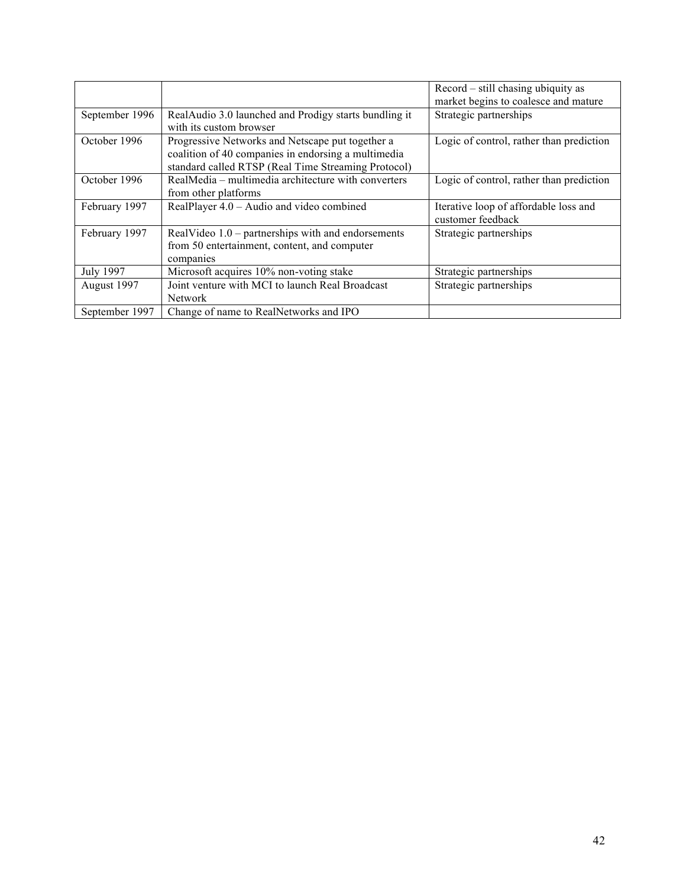| | | |
|---|---|---|
| | | Record – still chasing ubiquity as market begins to coalesce and mature |
| September 1996 | RealAudio 3.0 launched and Prodigy starts bundling it with its custom browser | Strategic partnerships |
| October 1996 | Progressive Networks and Netscape put together a coalition of 40 companies in endorsing a multimedia standard called RTSP (Real Time Streaming Protocol) | Logic of control, rather than prediction |
| October 1996 | RealMedia – multimedia architecture with converters from other platforms | Logic of control, rather than prediction |
| February 1997 | RealPlayer 4.0 – Audio and video combined | Iterative loop of affordable loss and customer feedback |
| February 1997 | RealVideo 1.0 – partnerships with and endorsements from 50 entertainment, content, and computer companies | Strategic partnerships |
| July 1997 | Microsoft acquires 10% non-voting stake | Strategic partnerships |
| August 1997 | Joint venture with MCI to launch Real Broadcast Network | Strategic partnerships |
| September 1997 | Change of name to RealNetworks and IPO | |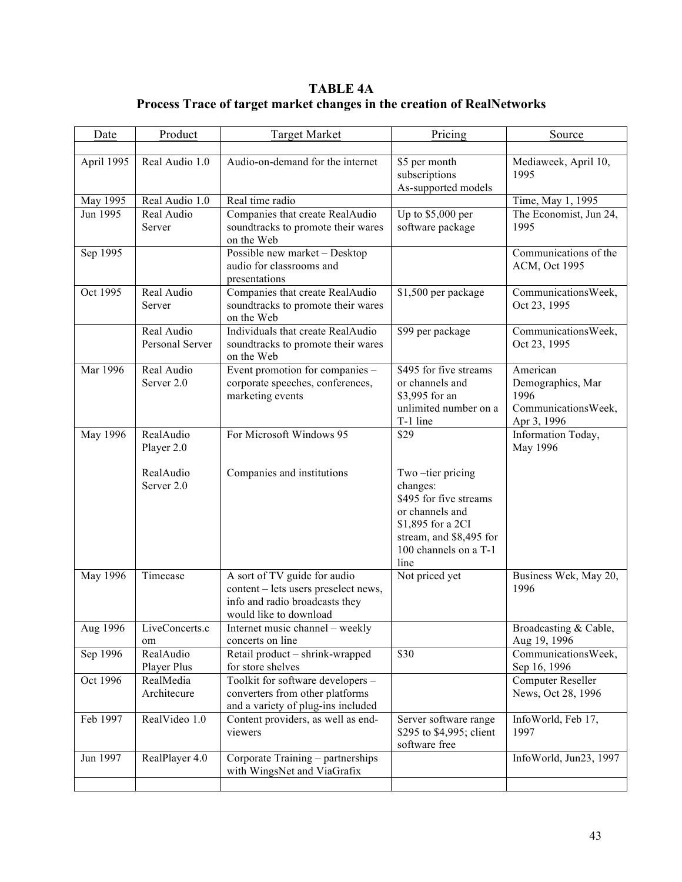**TABLE 4A**
**Process Trace of target market changes in the creation of RealNetworks**

| Date | Product | Target Market | Pricing | Source |
|---|---|---|---|---|
| | | | | |
| April 1995 | Real Audio 1.0 | Audio-on-demand for the internet | $5 per month subscriptions As-supported models | Mediaweek, April 10, 1995 |
| May 1995 | Real Audio 1.0 | Real time radio | | Time, May 1, 1995 |
| Jun 1995 | Real Audio Server | Companies that create RealAudio soundtracks to promote their wares on the Web | Up to $5,000 per software package | The Economist, Jun 24, 1995 |
| Sep 1995 | | Possible new market – Desktop audio for classrooms and presentations | | Communications of the ACM, Oct 1995 |
| Oct 1995 | Real Audio Server | Companies that create RealAudio soundtracks to promote their wares on the Web | $1,500 per package | CommunicationsWeek, Oct 23, 1995 |
| | Real Audio Personal Server | Individuals that create RealAudio soundtracks to promote their wares on the Web | $99 per package | CommunicationsWeek, Oct 23, 1995 |
| Mar 1996 | Real Audio Server 2.0 | Event promotion for companies – corporate speeches, conferences, marketing events | $495 for five streams or channels and $3,995 for an unlimited number on a T-1 line | American Demographics, Mar 1996 CommunicationsWeek, Apr 3, 1996 |
| May 1996 | RealAudio Player 2.0<br><br>RealAudio Server 2.0 | For Microsoft Windows 95<br><br>Companies and institutions | $29<br><br>Two –tier pricing changes: $495 for five streams or channels and $1,895 for a 2CI stream, and $8,495 for 100 channels on a T-1 line | Information Today, May 1996 |
| May 1996 | Timecase | A sort of TV guide for audio content – lets users preselect news, info and radio broadcasts they would like to download | Not priced yet | Business Wek, May 20, 1996 |
| Aug 1996 | LiveConcerts.com | Internet music channel – weekly concerts on line | | Broadcasting & Cable, Aug 19, 1996 |
| Sep 1996 | RealAudio Player Plus | Retail product – shrink-wrapped for store shelves | $30 | CommunicationsWeek, Sep 16, 1996 |
| Oct 1996 | RealMedia Architecure | Toolkit for software developers – converters from other platforms and a variety of plug-ins included | | Computer Reseller News, Oct 28, 1996 |
| Feb 1997 | RealVideo 1.0 | Content providers, as well as end-viewers | Server software range $295 to $4,995; client software free | InfoWorld, Feb 17, 1997 |
| Jun 1997 | RealPlayer 4.0 | Corporate Training – partnerships with WingsNet and ViaGrafix | | InfoWorld, Jun23, 1997 |
| | | | | |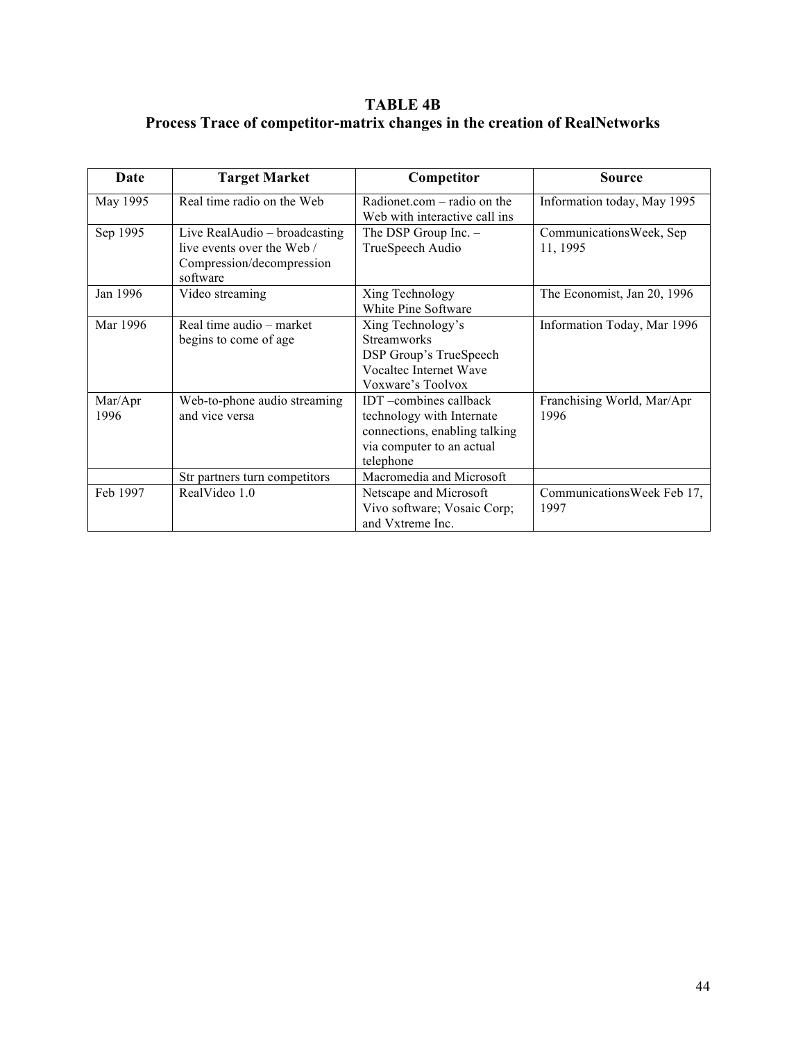**TABLE 4B**
**Process Trace of competitor-matrix changes in the creation of RealNetworks**

| Date | Target Market | Competitor | Source |
|---|---|---|---|
| May 1995 | Real time radio on the Web | Radionet.com – radio on the Web with interactive call ins | Information today, May 1995 |
| Sep 1995 | Live RealAudio – broadcasting live events over the Web / Compression/decompression software | The DSP Group Inc. – TrueSpeech Audio | CommunicationsWeek, Sep 11, 1995 |
| Jan 1996 | Video streaming | Xing Technology<br>White Pine Software | The Economist, Jan 20, 1996 |
| Mar 1996 | Real time audio – market begins to come of age | Xing Technology's Streamworks<br>DSP Group's TrueSpeech<br>Vocaltec Internet Wave<br>Voxware's Toolvox | Information Today, Mar 1996 |
| Mar/Apr 1996 | Web-to-phone audio streaming and vice versa | IDT –combines callback technology with Internate connections, enabling talking via computer to an actual telephone | Franchising World, Mar/Apr 1996 |
| | Str partners turn competitors | Macromedia and Microsoft | |
| Feb 1997 | RealVideo 1.0 | Netscape and Microsoft<br>Vivo software; Vosaic Corp; and Vxtreme Inc. | CommunicationsWeek Feb 17, 1997 |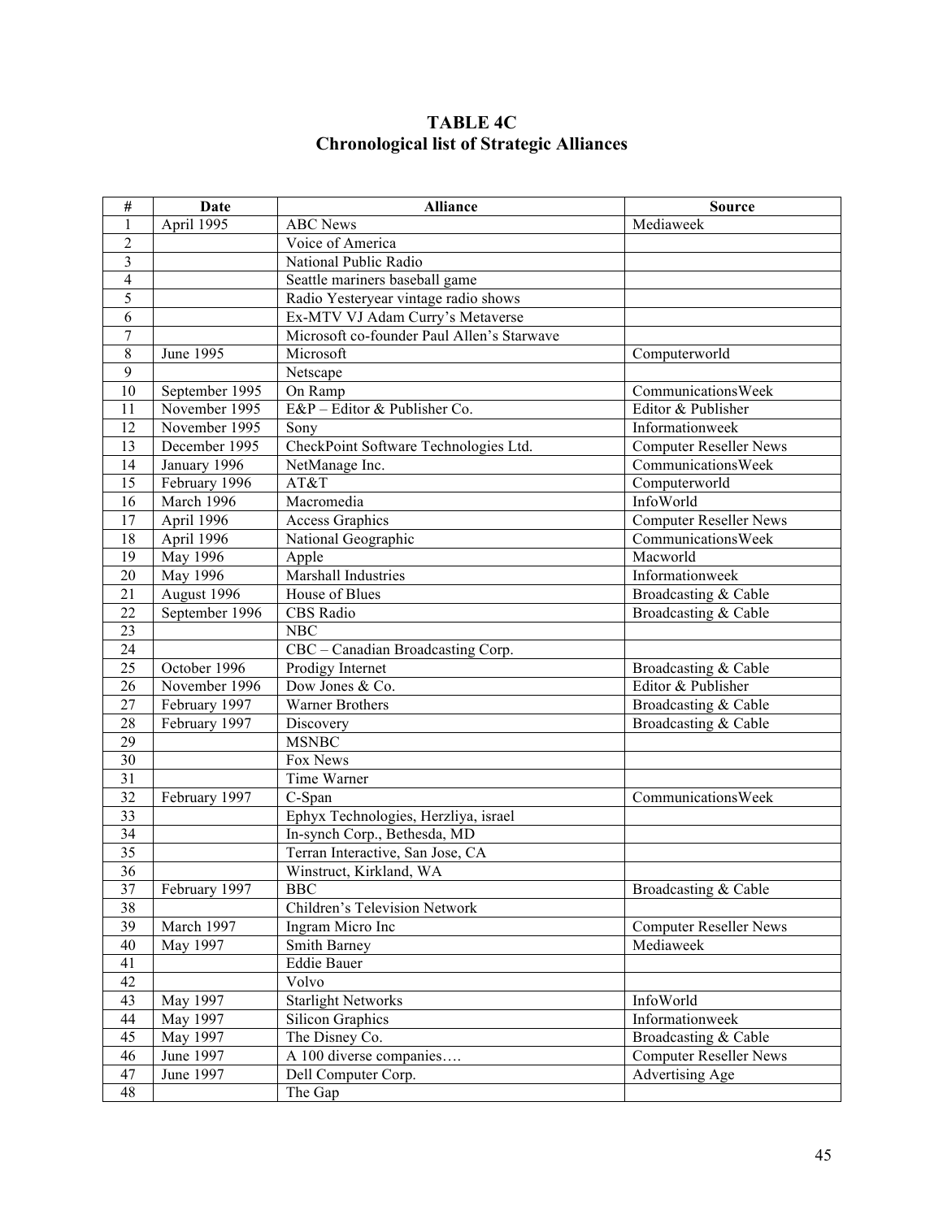**TABLE 4C**
**Chronological list of Strategic Alliances**

| # | Date | Alliance | Source |
|---|---|---|---|
| 1 | April 1995 | ABC News | Mediaweek |
| 2 | | Voice of America | |
| 3 | | National Public Radio | |
| 4 | | Seattle mariners baseball game | |
| 5 | | Radio Yesteryear vintage radio shows | |
| 6 | | Ex-MTV VJ Adam Curry's Metaverse | |
| 7 | | Microsoft co-founder Paul Allen's Starwave | |
| 8 | June 1995 | Microsoft | Computerworld |
| 9 | | Netscape | |
| 10 | September 1995 | On Ramp | CommunicationsWeek |
| 11 | November 1995 | E&P – Editor & Publisher Co. | Editor & Publisher |
| 12 | November 1995 | Sony | Informationweek |
| 13 | December 1995 | CheckPoint Software Technologies Ltd. | Computer Reseller News |
| 14 | January 1996 | NetManage Inc. | CommunicationsWeek |
| 15 | February 1996 | AT&T | Computerworld |
| 16 | March 1996 | Macromedia | InfoWorld |
| 17 | April 1996 | Access Graphics | Computer Reseller News |
| 18 | April 1996 | National Geographic | CommunicationsWeek |
| 19 | May 1996 | Apple | Macworld |
| 20 | May 1996 | Marshall Industries | Informationweek |
| 21 | August 1996 | House of Blues | Broadcasting & Cable |
| 22 | September 1996 | CBS Radio | Broadcasting & Cable |
| 23 | | NBC | |
| 24 | | CBC – Canadian Broadcasting Corp. | |
| 25 | October 1996 | Prodigy Internet | Broadcasting & Cable |
| 26 | November 1996 | Dow Jones & Co. | Editor & Publisher |
| 27 | February 1997 | Warner Brothers | Broadcasting & Cable |
| 28 | February 1997 | Discovery | Broadcasting & Cable |
| 29 | | MSNBC | |
| 30 | | Fox News | |
| 31 | | Time Warner | |
| 32 | February 1997 | C-Span | CommunicationsWeek |
| 33 | | Ephyx Technologies, Herzliya, israel | |
| 34 | | In-synch Corp., Bethesda, MD | |
| 35 | | Terran Interactive, San Jose, CA | |
| 36 | | Winstruct, Kirkland, WA | |
| 37 | February 1997 | BBC | Broadcasting & Cable |
| 38 | | Children's Television Network | |
| 39 | March 1997 | Ingram Micro Inc | Computer Reseller News |
| 40 | May 1997 | Smith Barney | Mediaweek |
| 41 | | Eddie Bauer | |
| 42 | | Volvo | |
| 43 | May 1997 | Starlight Networks | InfoWorld |
| 44 | May 1997 | Silicon Graphics | Informationweek |
| 45 | May 1997 | The Disney Co. | Broadcasting & Cable |
| 46 | June 1997 | A 100 diverse companies…. | Computer Reseller News |
| 47 | June 1997 | Dell Computer Corp. | Advertising Age |
| 48 | | The Gap | |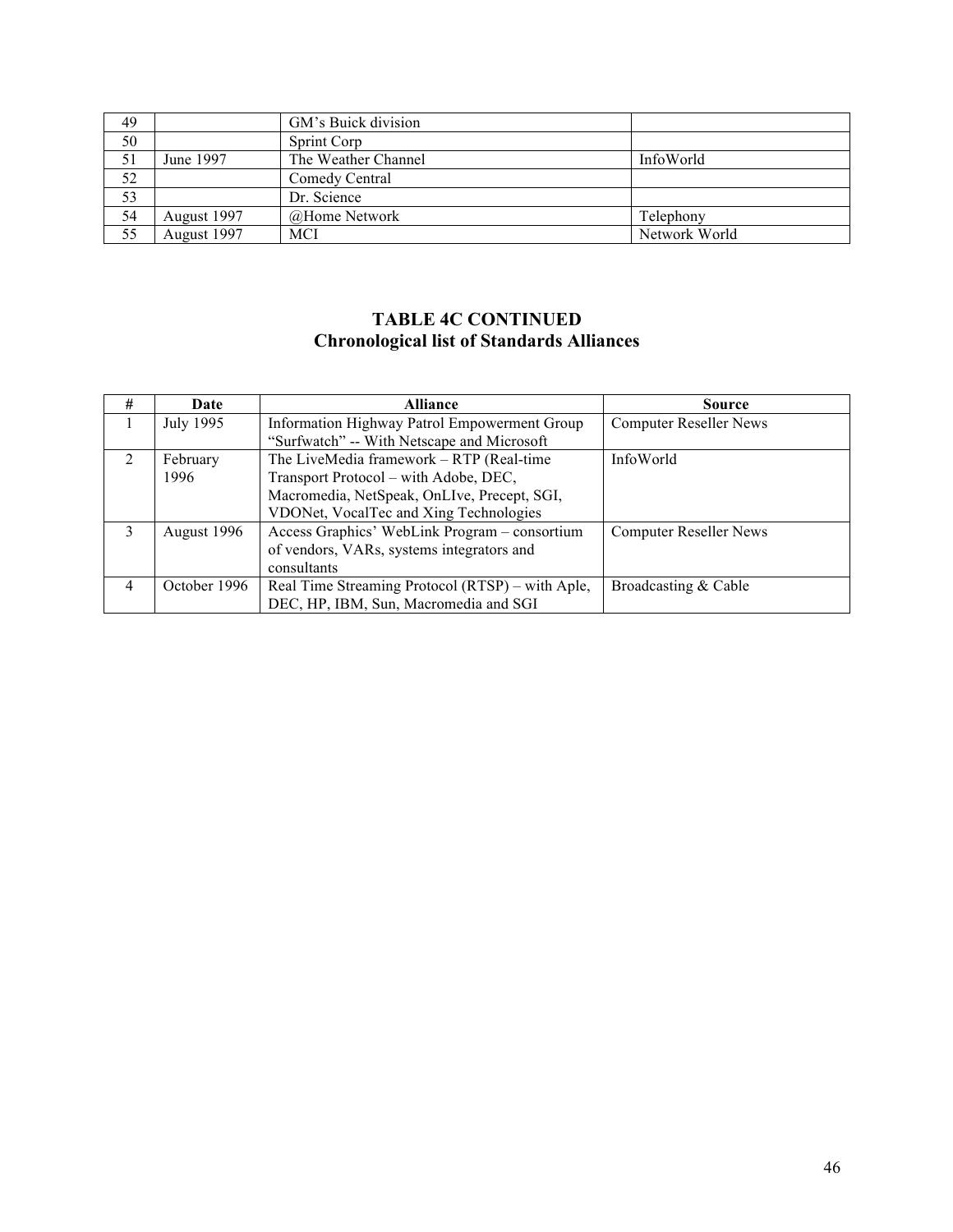| | | | |
|---|---|---|---|
| 49 | | GM's Buick division | |
| 50 | | Sprint Corp | |
| 51 | June 1997 | The Weather Channel | InfoWorld |
| 52 | | Comedy Central | |
| 53 | | Dr. Science | |
| 54 | August 1997 | @Home Network | Telephony |
| 55 | August 1997 | MCI | Network World |

## TABLE 4C CONTINUED
## Chronological list of Standards Alliances

| # | Date | Alliance | Source |
|---|---|---|---|
| 1 | July 1995 | Information Highway Patrol Empowerment Group "Surfwatch" -- With Netscape and Microsoft | Computer Reseller News |
| 2 | February 1996 | The LiveMedia framework – RTP (Real-time Transport Protocol – with Adobe, DEC, Macromedia, NetSpeak, OnLIve, Precept, SGI, VDONet, VocalTec and Xing Technologies | InfoWorld |
| 3 | August 1996 | Access Graphics' WebLink Program – consortium of vendors, VARs, systems integrators and consultants | Computer Reseller News |
| 4 | October 1996 | Real Time Streaming Protocol (RTSP) – with Aple, DEC, HP, IBM, Sun, Macromedia and SGI | Broadcasting & Cable |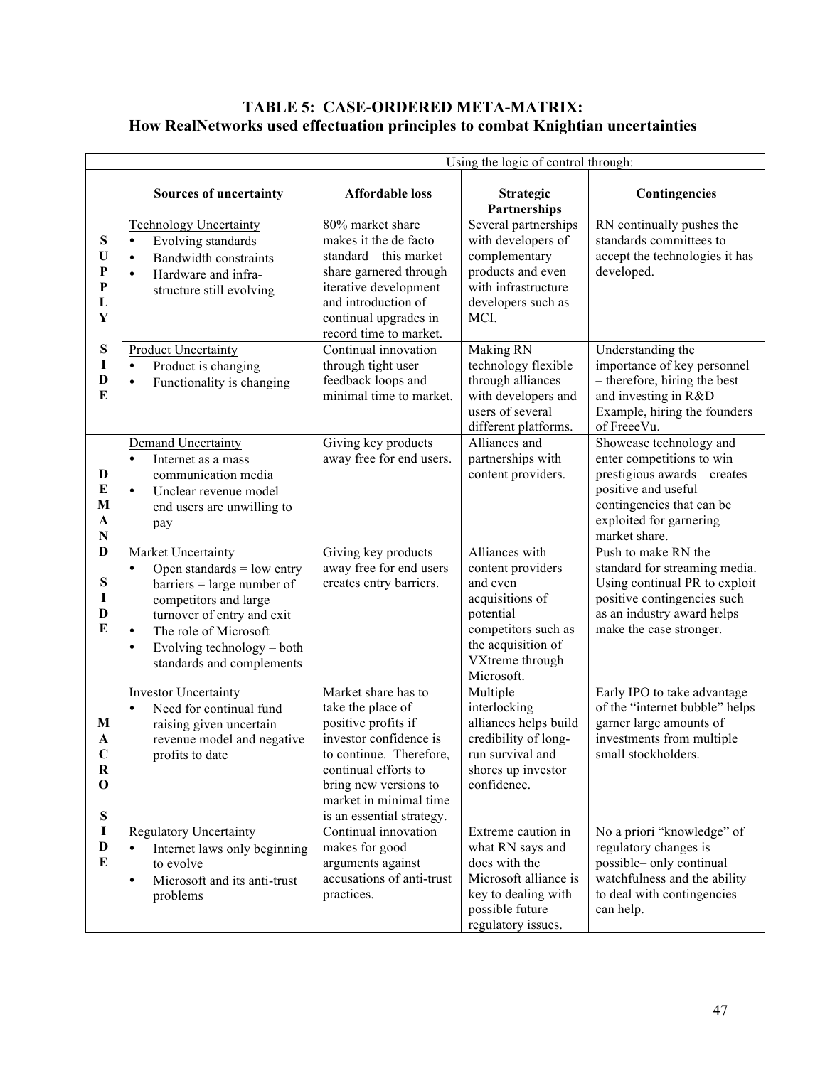**TABLE 5: CASE-ORDERED META-MATRIX:**
**How RealNetworks used effectuation principles to combat Knightian uncertainties**

| | | Using the logic of control through: | | |
|---|---|---|---|---|
| | **Sources of uncertainty** | **Affordable loss** | **Strategic Partnerships** | **Contingencies** |
| **SUPPLY SIDE** | Technology Uncertainty<br>• Evolving standards<br>• Bandwidth constraints<br>• Hardware and infra-structure still evolving | 80% market share makes it the de facto standard – this market share garnered through iterative development and introduction of continual upgrades in record time to market. | Several partnerships with developers of complementary products and even with infrastructure developers such as MCI. | RN continually pushes the standards committees to accept the technologies it has developed. |
| | Product Uncertainty<br>• Product is changing<br>• Functionality is changing | Continual innovation through tight user feedback loops and minimal time to market. | Making RN technology flexible through alliances with developers and users of several different platforms. | Understanding the importance of key personnel – therefore, hiring the best and investing in R&D – Example, hiring the founders of FreeeVu. |
| **DEMAND SIDE** | Demand Uncertainty<br>• Internet as a mass communication media<br>• Unclear revenue model – end users are unwilling to pay | Giving key products away free for end users. | Alliances and partnerships with content providers. | Showcase technology and enter competitions to win prestigious awards – creates positive and useful contingencies that can be exploited for garnering market share. |
| | Market Uncertainty<br>• Open standards = low entry barriers = large number of competitors and large turnover of entry and exit<br>• The role of Microsoft<br>• Evolving technology – both standards and complements | Giving key products away free for end users creates entry barriers. | Alliances with content providers and even acquisitions of potential competitors such as the acquisition of VXtreme through Microsoft. | Push to make RN the standard for streaming media. Using continual PR to exploit positive contingencies such as an industry award helps make the case stronger. |
| **MACRO SIDE** | Investor Uncertainty<br>• Need for continual fund raising given uncertain revenue model and negative profits to date | Market share has to take the place of positive profits if investor confidence is to continue. Therefore, continual efforts to bring new versions to market in minimal time is an essential strategy. | Multiple interlocking alliances helps build credibility of long-run survival and shores up investor confidence. | Early IPO to take advantage of the "internet bubble" helps garner large amounts of investments from multiple small stockholders. |
| | Regulatory Uncertainty<br>• Internet laws only beginning to evolve<br>• Microsoft and its anti-trust problems | Continual innovation makes for good arguments against accusations of anti-trust practices. | Extreme caution in what RN says and does with the Microsoft alliance is key to dealing with possible future regulatory issues. | No a priori "knowledge" of regulatory changes is possible– only continual watchfulness and the ability to deal with contingencies can help. |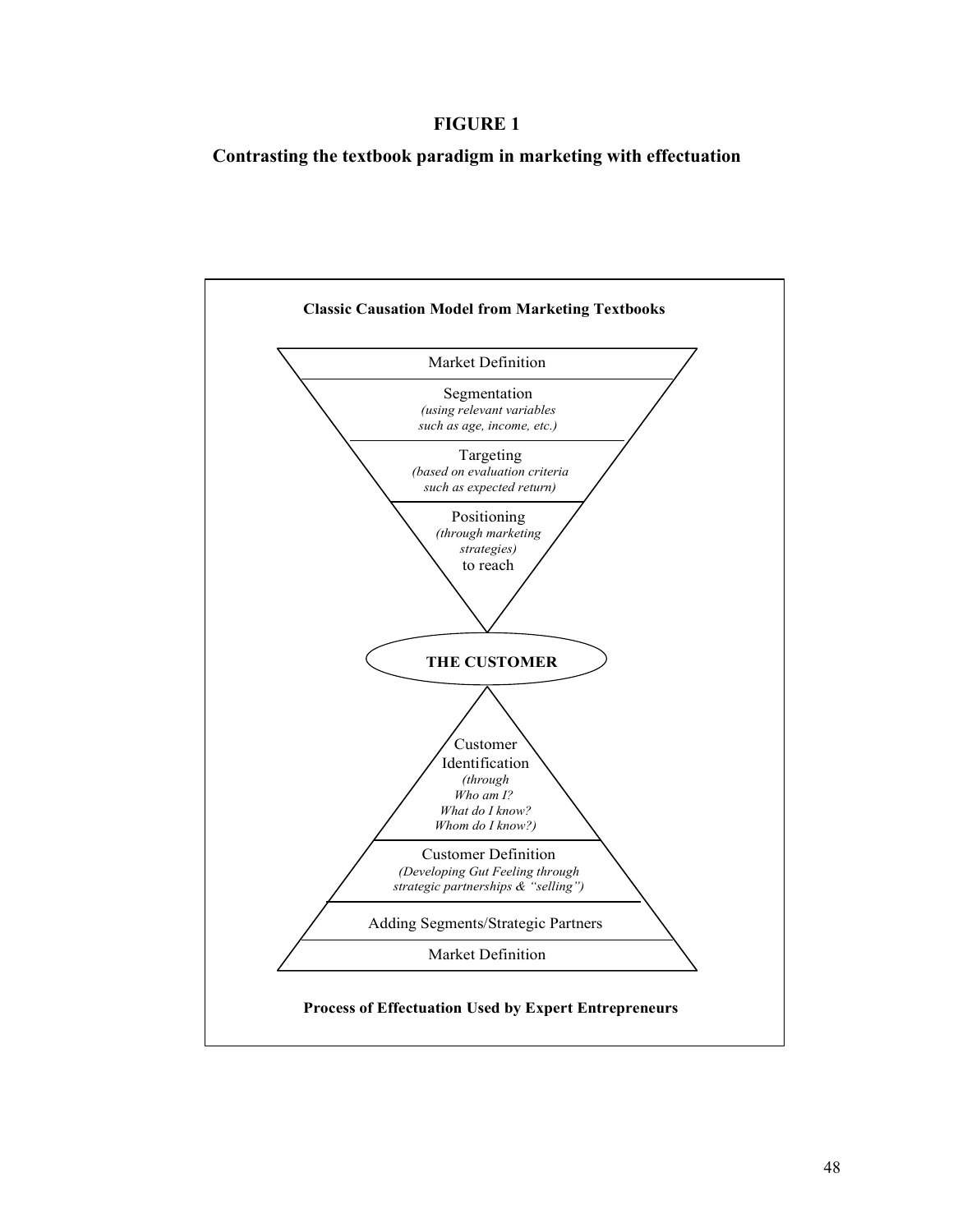# FIGURE 1

## Contrasting the textbook paradigm in marketing with effectuation

**Classic Causation Model from Marketing Textbooks**

Market Definition

Segmentation
*(using relevant variables such as age, income, etc.)*

Targeting
*(based on evaluation criteria such as expected return)*

Positioning
*(through marketing strategies)*
to reach

**THE CUSTOMER**

Customer Identification
*(through Who am I? What do I know? Whom do I know?)*

Customer Definition
*(Developing Gut Feeling through strategic partnerships & "selling")*

Adding Segments/Strategic Partners

Market Definition

**Process of Effectuation Used by Expert Entrepreneurs**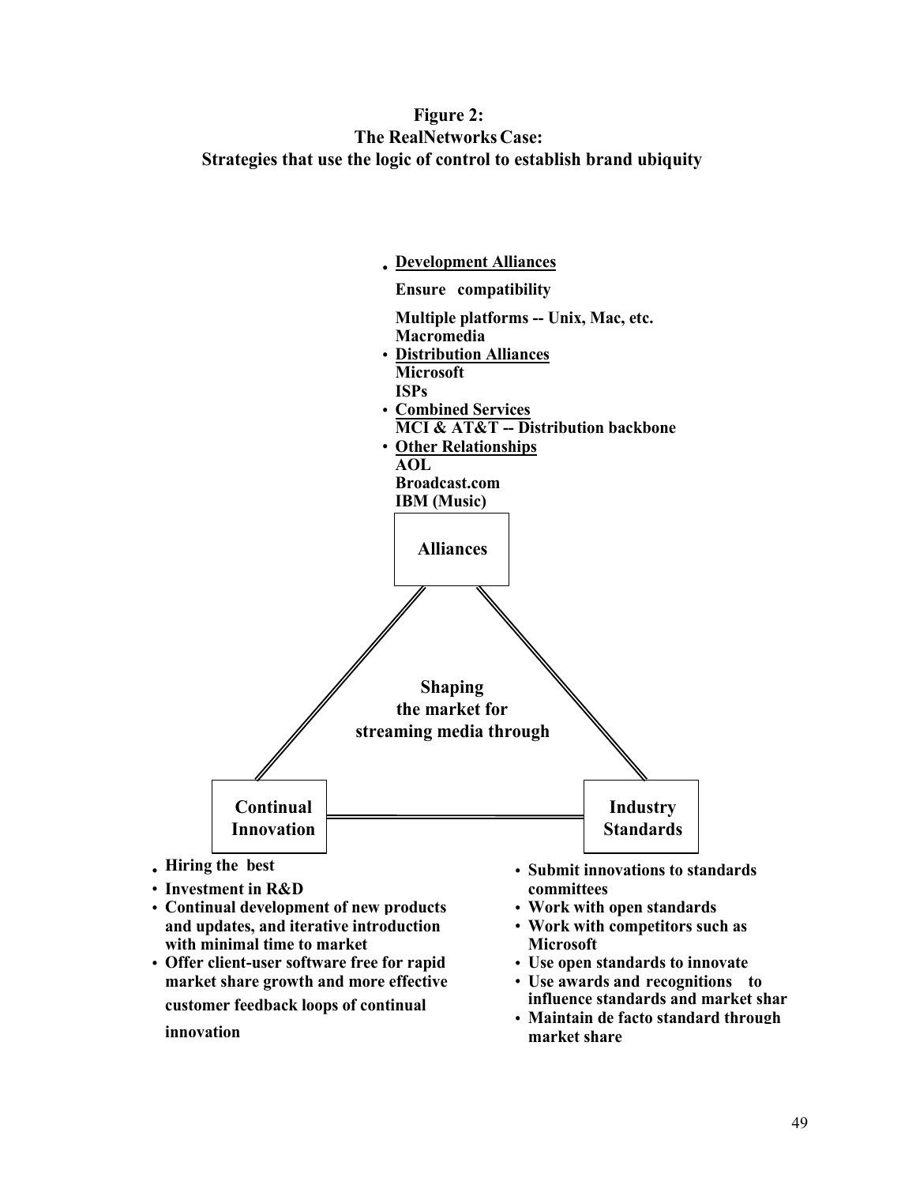**Figure 2:**
**The RealNetworks Case:**
**Strategies that use the logic of control to establish brand ubiquity**

- **Development Alliances**
  - Ensure compatibility
  - Multiple platforms -- Unix, Mac, etc.
  - Macromedia
- **Distribution Alliances**
  - Microsoft
  - ISPs
- **Combined Services**
  - MCI & AT&T -- Distribution backbone
- **Other Relationships**
  - AOL
  - Broadcast.com
  - IBM (Music)

Alliances

Shaping the market for streaming media through

Continual Innovation

Industry Standards

- Hiring the best
- Investment in R&D
- Continual development of new products and updates, and iterative introduction with minimal time to market
- Offer client-user software free for rapid market share growth and more effective customer feedback loops of continual innovation

- Submit innovations to standards committees
- Work with open standards
- Work with competitors such as Microsoft
- Use open standards to innovate
- Use awards and recognitions to influence standards and market shar
- Maintain de facto standard through market share